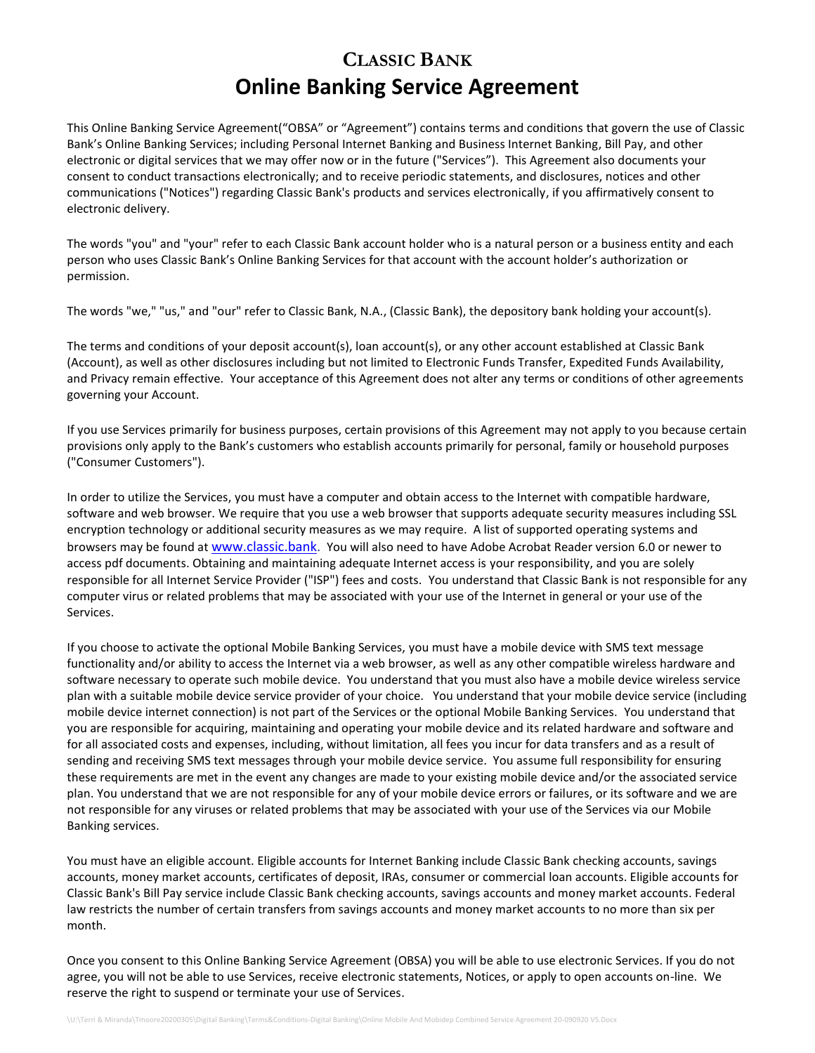# CLASSIC BANK

# Online Banking Service Agreement

This Online Banking Service Agreement("OBSA" or "Agreement") contains terms and conditions that govern the use of Classic Bank's Online Banking Services; including Personal Internet Banking and Business Internet Banking, Bill Pay, and other electronic or digital services that we may offer now or in the future ("Services"). This Agreement also documents your consent to conduct transactions electronically; and to receive periodic statements, and disclosures, notices and other communications ("Notices") regarding Classic Bank's products and services electronically, if you affirmatively consent to electronic delivery.

The words "you" and "your" refer to each Classic Bank account holder who is a natural person or a business entity and each person who uses Classic Bank's Online Banking Services for that account with the account holder's authorization or permission.

The words "we," "us," and "our" refer to Classic Bank, N.A., (Classic Bank), the depository bank holding your account(s).

The terms and conditions of your deposit account(s), loan account(s), or any other account established at Classic Bank (Account), as well as other disclosures including but not limited to Electronic Funds Transfer, Expedited Funds Availability, and Privacy remain effective. Your acceptance of this Agreement does not alter any terms or conditions of other agreements governing your Account.

If you use Services primarily for business purposes, certain provisions of this Agreement may not apply to you because certain provisions only apply to the Bank's customers who establish accounts primarily for personal, family or household purposes ("Consumer Customers").

In order to utilize the Services, you must have a computer and obtain access to the Internet with compatible hardware, software and web browser. We require that you use a web browser that supports adequate security measures including SSL encryption technology or additional security measures as we may require. A list of supported operating systems and browsers may be found at www.classic.bank. You will also need to have Adobe Acrobat Reader version 6.0 or newer to access pdf documents. Obtaining and maintaining adequate Internet access is your responsibility, and you are solely responsible for all Internet Service Provider ("ISP") fees and costs. You understand that Classic Bank is not responsible for any computer virus or related problems that may be associated with your use of the Internet in general or your use of the Services.

If you choose to activate the optional Mobile Banking Services, you must have a mobile device with SMS text message functionality and/or ability to access the Internet via a web browser, as well as any other compatible wireless hardware and software necessary to operate such mobile device. You understand that you must also have a mobile device wireless service plan with a suitable mobile device service provider of your choice. You understand that your mobile device service (including mobile device internet connection) is not part of the Services or the optional Mobile Banking Services. You understand that you are responsible for acquiring, maintaining and operating your mobile device and its related hardware and software and for all associated costs and expenses, including, without limitation, all fees you incur for data transfers and as a result of sending and receiving SMS text messages through your mobile device service. You assume full responsibility for ensuring these requirements are met in the event any changes are made to your existing mobile device and/or the associated service plan. You understand that we are not responsible for any of your mobile device errors or failures, or its software and we are not responsible for any viruses or related problems that may be associated with your use of the Services via our Mobile Banking services.

You must have an eligible account. Eligible accounts for Internet Banking include Classic Bank checking accounts, savings accounts, money market accounts, certificates of deposit, IRAs, consumer or commercial loan accounts. Eligible accounts for Classic Bank's Bill Pay service include Classic Bank checking accounts, savings accounts and money market accounts. Federal law restricts the number of certain transfers from savings accounts and money market accounts to no more than six per month.

Once you consent to this Online Banking Service Agreement (OBSA) you will be able to use electronic Services. If you do not agree, you will not be able to use Services, receive electronic statements, Notices, or apply to open accounts on-line. We reserve the right to suspend or terminate your use of Services.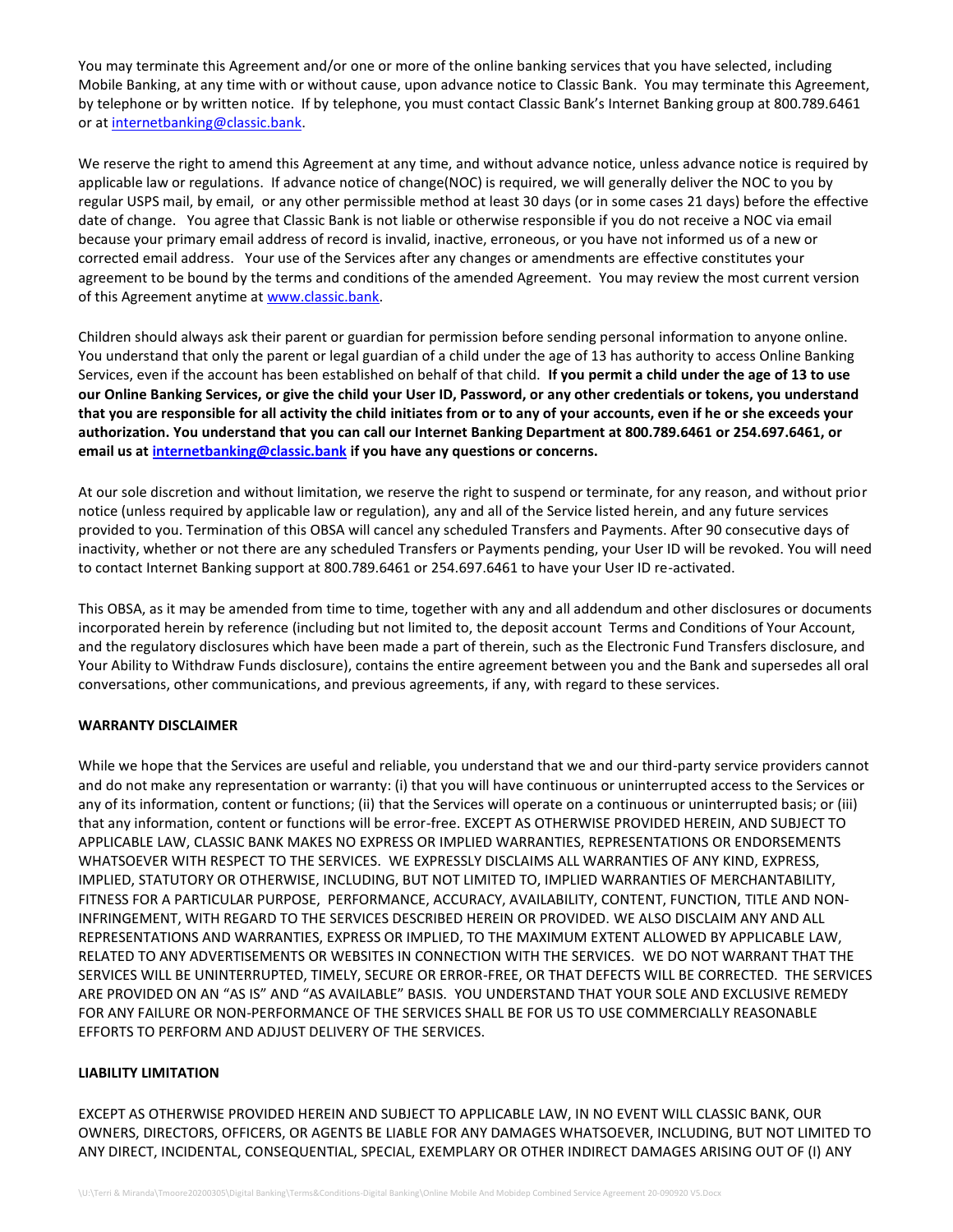You may terminate this Agreement and/or one or more of the online banking services that you have selected, including Mobile Banking, at any time with or without cause, upon advance notice to Classic Bank. You may terminate this Agreement, by telephone or by written notice. If by telephone, you must contact Classic Bank's Internet Banking group at 800.789.6461 or at internetbanking@classic.bank.

We reserve the right to amend this Agreement at any time, and without advance notice, unless advance notice is required by applicable law or regulations. If advance notice of change(NOC) is required, we will generally deliver the NOC to you by regular USPS mail, by email, or any other permissible method at least 30 days (or in some cases 21 days) before the effective date of change. You agree that Classic Bank is not liable or otherwise responsible if you do not receive a NOC via email because your primary email address of record is invalid, inactive, erroneous, or you have not informed us of a new or corrected email address. Your use of the Services after any changes or amendments are effective constitutes your agreement to be bound by the terms and conditions of the amended Agreement. You may review the most current version of this Agreement anytime at www.classic.bank.

Children should always ask their parent or guardian for permission before sending personal information to anyone online. You understand that only the parent or legal guardian of a child under the age of 13 has authority to access Online Banking Services, even if the account has been established on behalf of that child. **If you permit a child under the age of 13 to use our Online Banking Services, or give the child your User ID, Password, or any other credentials or tokens, you understand that you are responsible for all activity the child initiates from or to any of your accounts, even if he or she exceeds your authorization. You understand that you can call our Internet Banking Department at 800.789.6461 or 254.697.6461, or email us at internetbanking@classic.bank if you have any questions or concerns.**

At our sole discretion and without limitation, we reserve the right to suspend or terminate, for any reason, and without prior notice (unless required by applicable law or regulation), any and all of the Service listed herein, and any future services provided to you. Termination of this OBSA will cancel any scheduled Transfers and Payments. After 90 consecutive days of inactivity, whether or not there are any scheduled Transfers or Payments pending, your User ID will be revoked. You will need to contact Internet Banking support at 800.789.6461 or 254.697.6461 to have your User ID re-activated.

This OBSA, as it may be amended from time to time, together with any and all addendum and other disclosures or documents incorporated herein by reference (including but not limited to, the deposit account Terms and Conditions of Your Account, and the regulatory disclosures which have been made a part of therein, such as the Electronic Fund Transfers disclosure, and Your Ability to Withdraw Funds disclosure), contains the entire agreement between you and the Bank and supersedes all oral conversations, other communications, and previous agreements, if any, with regard to these services.

**WARRANTY DISCLAIMER**

While we hope that the Services are useful and reliable, you understand that we and our third-party service providers cannot and do not make any representation or warranty: (i) that you will have continuous or uninterrupted access to the Services or any of its information, content or functions; (ii) that the Services will operate on a continuous or uninterrupted basis; or (iii) that any information, content or functions will be error-free. EXCEPT AS OTHERWISE PROVIDED HEREIN, AND SUBJECT TO APPLICABLE LAW, CLASSIC BANK MAKES NO EXPRESS OR IMPLIED WARRANTIES, REPRESENTATIONS OR ENDORSEMENTS WHATSOEVER WITH RESPECT TO THE SERVICES. WE EXPRESSLY DISCLAIMS ALL WARRANTIES OF ANY KIND, EXPRESS, IMPLIED, STATUTORY OR OTHERWISE, INCLUDING, BUT NOT LIMITED TO, IMPLIED WARRANTIES OF MERCHANTABILITY, FITNESS FOR A PARTICULAR PURPOSE, PERFORMANCE, ACCURACY, AVAILABILITY, CONTENT, FUNCTION, TITLE AND NON-INFRINGEMENT, WITH REGARD TO THE SERVICES DESCRIBED HEREIN OR PROVIDED. WE ALSO DISCLAIM ANY AND ALL REPRESENTATIONS AND WARRANTIES, EXPRESS OR IMPLIED, TO THE MAXIMUM EXTENT ALLOWED BY APPLICABLE LAW, RELATED TO ANY ADVERTISEMENTS OR WEBSITES IN CONNECTION WITH THE SERVICES. WE DO NOT WARRANT THAT THE SERVICES WILL BE UNINTERRUPTED, TIMELY, SECURE OR ERROR-FREE, OR THAT DEFECTS WILL BE CORRECTED. THE SERVICES ARE PROVIDED ON AN "AS IS" AND "AS AVAILABLE" BASIS. YOU UNDERSTAND THAT YOUR SOLE AND EXCLUSIVE REMEDY FOR ANY FAILURE OR NON-PERFORMANCE OF THE SERVICES SHALL BE FOR US TO USE COMMERCIALLY REASONABLE EFFORTS TO PERFORM AND ADJUST DELIVERY OF THE SERVICES.

**LIABILITY LIMITATION**

EXCEPT AS OTHERWISE PROVIDED HEREIN AND SUBJECT TO APPLICABLE LAW, IN NO EVENT WILL CLASSIC BANK, OUR OWNERS, DIRECTORS, OFFICERS, OR AGENTS BE LIABLE FOR ANY DAMAGES WHATSOEVER, INCLUDING, BUT NOT LIMITED TO ANY DIRECT, INCIDENTAL, CONSEQUENTIAL, SPECIAL, EXEMPLARY OR OTHER INDIRECT DAMAGES ARISING OUT OF (I) ANY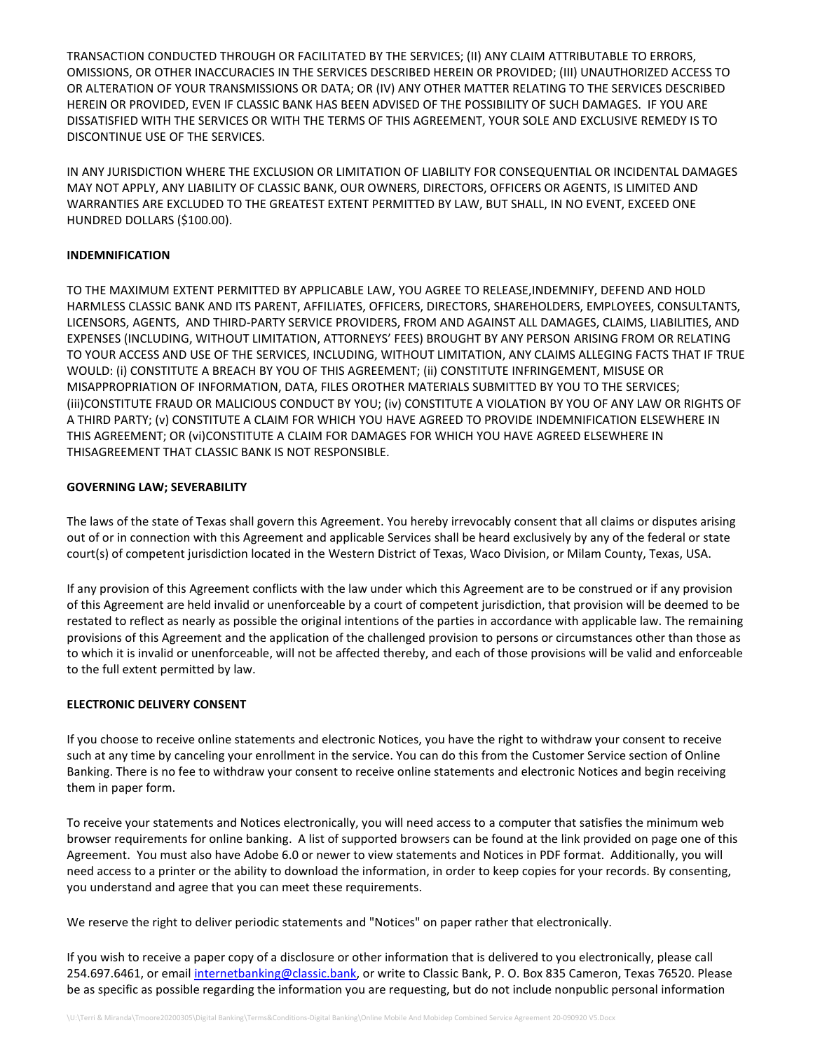TRANSACTION CONDUCTED THROUGH OR FACILITATED BY THE SERVICES; (II) ANY CLAIM ATTRIBUTABLE TO ERRORS, OMISSIONS, OR OTHER INACCURACIES IN THE SERVICES DESCRIBED HEREIN OR PROVIDED; (III) UNAUTHORIZED ACCESS TO OR ALTERATION OF YOUR TRANSMISSIONS OR DATA; OR (IV) ANY OTHER MATTER RELATING TO THE SERVICES DESCRIBED HEREIN OR PROVIDED, EVEN IF CLASSIC BANK HAS BEEN ADVISED OF THE POSSIBILITY OF SUCH DAMAGES. IF YOU ARE DISSATISFIED WITH THE SERVICES OR WITH THE TERMS OF THIS AGREEMENT, YOUR SOLE AND EXCLUSIVE REMEDY IS TO DISCONTINUE USE OF THE SERVICES.

IN ANY JURISDICTION WHERE THE EXCLUSION OR LIMITATION OF LIABILITY FOR CONSEQUENTIAL OR INCIDENTAL DAMAGES MAY NOT APPLY, ANY LIABILITY OF CLASSIC BANK, OUR OWNERS, DIRECTORS, OFFICERS OR AGENTS, IS LIMITED AND WARRANTIES ARE EXCLUDED TO THE GREATEST EXTENT PERMITTED BY LAW, BUT SHALL, IN NO EVENT, EXCEED ONE HUNDRED DOLLARS ($100.00).

**INDEMNIFICATION**

TO THE MAXIMUM EXTENT PERMITTED BY APPLICABLE LAW, YOU AGREE TO RELEASE,INDEMNIFY, DEFEND AND HOLD HARMLESS CLASSIC BANK AND ITS PARENT, AFFILIATES, OFFICERS, DIRECTORS, SHAREHOLDERS, EMPLOYEES, CONSULTANTS, LICENSORS, AGENTS, AND THIRD-PARTY SERVICE PROVIDERS, FROM AND AGAINST ALL DAMAGES, CLAIMS, LIABILITIES, AND EXPENSES (INCLUDING, WITHOUT LIMITATION, ATTORNEYS' FEES) BROUGHT BY ANY PERSON ARISING FROM OR RELATING TO YOUR ACCESS AND USE OF THE SERVICES, INCLUDING, WITHOUT LIMITATION, ANY CLAIMS ALLEGING FACTS THAT IF TRUE WOULD: (i) CONSTITUTE A BREACH BY YOU OF THIS AGREEMENT; (ii) CONSTITUTE INFRINGEMENT, MISUSE OR MISAPPROPRIATION OF INFORMATION, DATA, FILES OROTHER MATERIALS SUBMITTED BY YOU TO THE SERVICES; (iii)CONSTITUTE FRAUD OR MALICIOUS CONDUCT BY YOU; (iv) CONSTITUTE A VIOLATION BY YOU OF ANY LAW OR RIGHTS OF A THIRD PARTY; (v) CONSTITUTE A CLAIM FOR WHICH YOU HAVE AGREED TO PROVIDE INDEMNIFICATION ELSEWHERE IN THIS AGREEMENT; OR (vi)CONSTITUTE A CLAIM FOR DAMAGES FOR WHICH YOU HAVE AGREED ELSEWHERE IN THISAGREEMENT THAT CLASSIC BANK IS NOT RESPONSIBLE.

**GOVERNING LAW; SEVERABILITY**

The laws of the state of Texas shall govern this Agreement. You hereby irrevocably consent that all claims or disputes arising out of or in connection with this Agreement and applicable Services shall be heard exclusively by any of the federal or state court(s) of competent jurisdiction located in the Western District of Texas, Waco Division, or Milam County, Texas, USA.

If any provision of this Agreement conflicts with the law under which this Agreement are to be construed or if any provision of this Agreement are held invalid or unenforceable by a court of competent jurisdiction, that provision will be deemed to be restated to reflect as nearly as possible the original intentions of the parties in accordance with applicable law. The remaining provisions of this Agreement and the application of the challenged provision to persons or circumstances other than those as to which it is invalid or unenforceable, will not be affected thereby, and each of those provisions will be valid and enforceable to the full extent permitted by law.

**ELECTRONIC DELIVERY CONSENT**

If you choose to receive online statements and electronic Notices, you have the right to withdraw your consent to receive such at any time by canceling your enrollment in the service. You can do this from the Customer Service section of Online Banking. There is no fee to withdraw your consent to receive online statements and electronic Notices and begin receiving them in paper form.

To receive your statements and Notices electronically, you will need access to a computer that satisfies the minimum web browser requirements for online banking. A list of supported browsers can be found at the link provided on page one of this Agreement. You must also have Adobe 6.0 or newer to view statements and Notices in PDF format. Additionally, you will need access to a printer or the ability to download the information, in order to keep copies for your records. By consenting, you understand and agree that you can meet these requirements.

We reserve the right to deliver periodic statements and "Notices" on paper rather that electronically.

If you wish to receive a paper copy of a disclosure or other information that is delivered to you electronically, please call 254.697.6461, or email internetbanking@classic.bank, or write to Classic Bank, P. O. Box 835 Cameron, Texas 76520. Please be as specific as possible regarding the information you are requesting, but do not include nonpublic personal information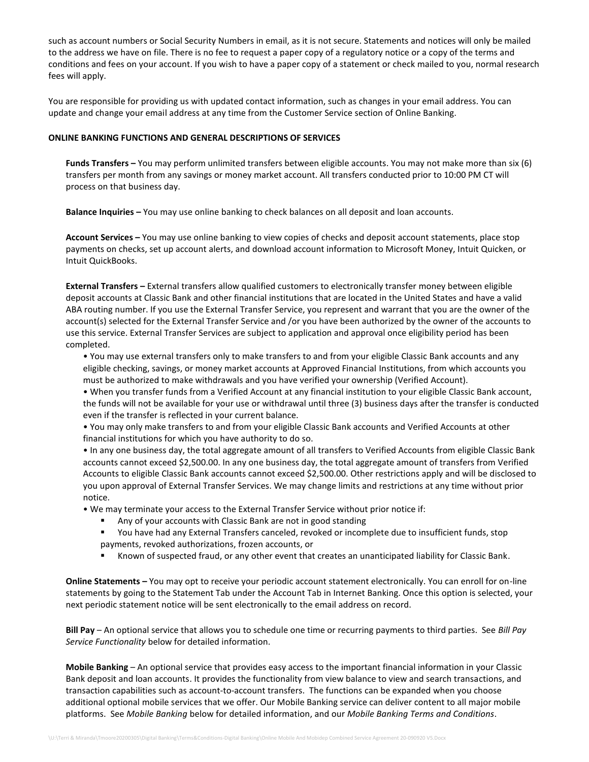such as account numbers or Social Security Numbers in email, as it is not secure. Statements and notices will only be mailed to the address we have on file. There is no fee to request a paper copy of a regulatory notice or a copy of the terms and conditions and fees on your account. If you wish to have a paper copy of a statement or check mailed to you, normal research fees will apply.

You are responsible for providing us with updated contact information, such as changes in your email address. You can update and change your email address at any time from the Customer Service section of Online Banking.

**ONLINE BANKING FUNCTIONS AND GENERAL DESCRIPTIONS OF SERVICES**

**Funds Transfers –** You may perform unlimited transfers between eligible accounts. You may not make more than six (6) transfers per month from any savings or money market account. All transfers conducted prior to 10:00 PM CT will process on that business day.

**Balance Inquiries –** You may use online banking to check balances on all deposit and loan accounts.

**Account Services –** You may use online banking to view copies of checks and deposit account statements, place stop payments on checks, set up account alerts, and download account information to Microsoft Money, Intuit Quicken, or Intuit QuickBooks.

**External Transfers –** External transfers allow qualified customers to electronically transfer money between eligible deposit accounts at Classic Bank and other financial institutions that are located in the United States and have a valid ABA routing number. If you use the External Transfer Service, you represent and warrant that you are the owner of the account(s) selected for the External Transfer Service and /or you have been authorized by the owner of the accounts to use this service. External Transfer Services are subject to application and approval once eligibility period has been completed.

- You may use external transfers only to make transfers to and from your eligible Classic Bank accounts and any eligible checking, savings, or money market accounts at Approved Financial Institutions, from which accounts you must be authorized to make withdrawals and you have verified your ownership (Verified Account).
- When you transfer funds from a Verified Account at any financial institution to your eligible Classic Bank account, the funds will not be available for your use or withdrawal until three (3) business days after the transfer is conducted even if the transfer is reflected in your current balance.
- You may only make transfers to and from your eligible Classic Bank accounts and Verified Accounts at other financial institutions for which you have authority to do so.
- In any one business day, the total aggregate amount of all transfers to Verified Accounts from eligible Classic Bank accounts cannot exceed $2,500.00. In any one business day, the total aggregate amount of transfers from Verified Accounts to eligible Classic Bank accounts cannot exceed $2,500.00. Other restrictions apply and will be disclosed to you upon approval of External Transfer Services. We may change limits and restrictions at any time without prior notice.
- We may terminate your access to the External Transfer Service without prior notice if:
  - Any of your accounts with Classic Bank are not in good standing
  - You have had any External Transfers canceled, revoked or incomplete due to insufficient funds, stop payments, revoked authorizations, frozen accounts, or
  - Known of suspected fraud, or any other event that creates an unanticipated liability for Classic Bank.

**Online Statements –** You may opt to receive your periodic account statement electronically. You can enroll for on-line statements by going to the Statement Tab under the Account Tab in Internet Banking. Once this option is selected, your next periodic statement notice will be sent electronically to the email address on record.

**Bill Pay** – An optional service that allows you to schedule one time or recurring payments to third parties. See *Bill Pay Service Functionality* below for detailed information.

**Mobile Banking** – An optional service that provides easy access to the important financial information in your Classic Bank deposit and loan accounts. It provides the functionality from view balance to view and search transactions, and transaction capabilities such as account-to-account transfers. The functions can be expanded when you choose additional optional mobile services that we offer. Our Mobile Banking service can deliver content to all major mobile platforms. See *Mobile Banking* below for detailed information, and our *Mobile Banking Terms and Conditions*.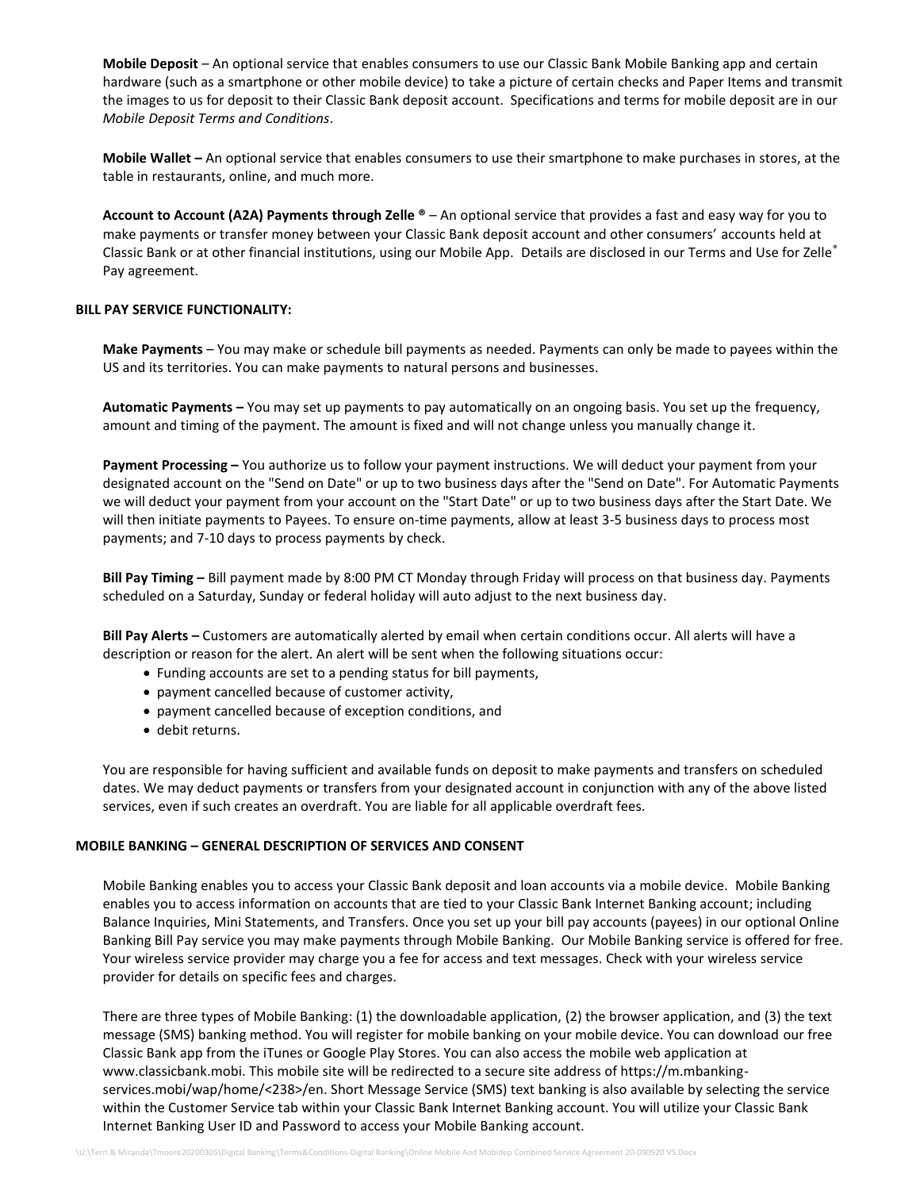**Mobile Deposit** – An optional service that enables consumers to use our Classic Bank Mobile Banking app and certain hardware (such as a smartphone or other mobile device) to take a picture of certain checks and Paper Items and transmit the images to us for deposit to their Classic Bank deposit account. Specifications and terms for mobile deposit are in our *Mobile Deposit Terms and Conditions*.

**Mobile Wallet –** An optional service that enables consumers to use their smartphone to make purchases in stores, at the table in restaurants, online, and much more.

**Account to Account (A2A) Payments through Zelle ®** – An optional service that provides a fast and easy way for you to make payments or transfer money between your Classic Bank deposit account and other consumers' accounts held at Classic Bank or at other financial institutions, using our Mobile App. Details are disclosed in our Terms and Use for Zelle® Pay agreement.

## BILL PAY SERVICE FUNCTIONALITY:

**Make Payments** – You may make or schedule bill payments as needed. Payments can only be made to payees within the US and its territories. You can make payments to natural persons and businesses.

**Automatic Payments –** You may set up payments to pay automatically on an ongoing basis. You set up the frequency, amount and timing of the payment. The amount is fixed and will not change unless you manually change it.

**Payment Processing –** You authorize us to follow your payment instructions. We will deduct your payment from your designated account on the "Send on Date" or up to two business days after the "Send on Date". For Automatic Payments we will deduct your payment from your account on the "Start Date" or up to two business days after the Start Date. We will then initiate payments to Payees. To ensure on-time payments, allow at least 3-5 business days to process most payments; and 7-10 days to process payments by check.

**Bill Pay Timing –** Bill payment made by 8:00 PM CT Monday through Friday will process on that business day. Payments scheduled on a Saturday, Sunday or federal holiday will auto adjust to the next business day.

**Bill Pay Alerts –** Customers are automatically alerted by email when certain conditions occur. All alerts will have a description or reason for the alert. An alert will be sent when the following situations occur:

- Funding accounts are set to a pending status for bill payments,
- payment cancelled because of customer activity,
- payment cancelled because of exception conditions, and
- debit returns.

You are responsible for having sufficient and available funds on deposit to make payments and transfers on scheduled dates. We may deduct payments or transfers from your designated account in conjunction with any of the above listed services, even if such creates an overdraft. You are liable for all applicable overdraft fees.

## MOBILE BANKING – GENERAL DESCRIPTION OF SERVICES AND CONSENT

Mobile Banking enables you to access your Classic Bank deposit and loan accounts via a mobile device. Mobile Banking enables you to access information on accounts that are tied to your Classic Bank Internet Banking account; including Balance Inquiries, Mini Statements, and Transfers. Once you set up your bill pay accounts (payees) in our optional Online Banking Bill Pay service you may make payments through Mobile Banking. Our Mobile Banking service is offered for free. Your wireless service provider may charge you a fee for access and text messages. Check with your wireless service provider for details on specific fees and charges.

There are three types of Mobile Banking: (1) the downloadable application, (2) the browser application, and (3) the text message (SMS) banking method. You will register for mobile banking on your mobile device. You can download our free Classic Bank app from the iTunes or Google Play Stores. You can also access the mobile web application at www.classicbank.mobi. This mobile site will be redirected to a secure site address of https://m.mbanking-services.mobi/wap/home/<238>/en. Short Message Service (SMS) text banking is also available by selecting the service within the Customer Service tab within your Classic Bank Internet Banking account. You will utilize your Classic Bank Internet Banking User ID and Password to access your Mobile Banking account.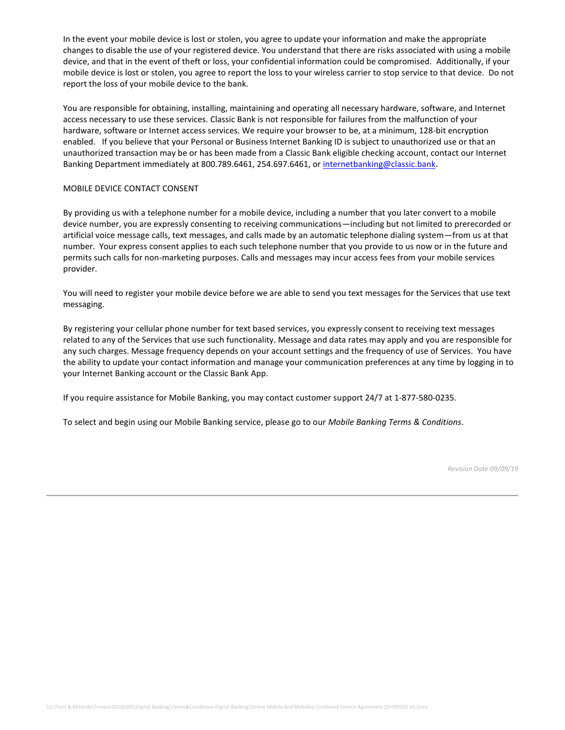In the event your mobile device is lost or stolen, you agree to update your information and make the appropriate changes to disable the use of your registered device. You understand that there are risks associated with using a mobile device, and that in the event of theft or loss, your confidential information could be compromised. Additionally, if your mobile device is lost or stolen, you agree to report the loss to your wireless carrier to stop service to that device. Do not report the loss of your mobile device to the bank.

You are responsible for obtaining, installing, maintaining and operating all necessary hardware, software, and Internet access necessary to use these services. Classic Bank is not responsible for failures from the malfunction of your hardware, software or Internet access services. We require your browser to be, at a minimum, 128-bit encryption enabled. If you believe that your Personal or Business Internet Banking ID is subject to unauthorized use or that an unauthorized transaction may be or has been made from a Classic Bank eligible checking account, contact our Internet Banking Department immediately at 800.789.6461, 254.697.6461, or internetbanking@classic.bank.

MOBILE DEVICE CONTACT CONSENT

By providing us with a telephone number for a mobile device, including a number that you later convert to a mobile device number, you are expressly consenting to receiving communications—including but not limited to prerecorded or artificial voice message calls, text messages, and calls made by an automatic telephone dialing system—from us at that number. Your express consent applies to each such telephone number that you provide to us now or in the future and permits such calls for non-marketing purposes. Calls and messages may incur access fees from your mobile services provider.

You will need to register your mobile device before we are able to send you text messages for the Services that use text messaging.

By registering your cellular phone number for text based services, you expressly consent to receiving text messages related to any of the Services that use such functionality. Message and data rates may apply and you are responsible for any such charges. Message frequency depends on your account settings and the frequency of use of Services. You have the ability to update your contact information and manage your communication preferences at any time by logging in to your Internet Banking account or the Classic Bank App.

If you require assistance for Mobile Banking, you may contact customer support 24/7 at 1-877-580-0235.

To select and begin using our Mobile Banking service, please go to our *Mobile Banking Terms & Conditions*.

*Revision Date 09/09/19*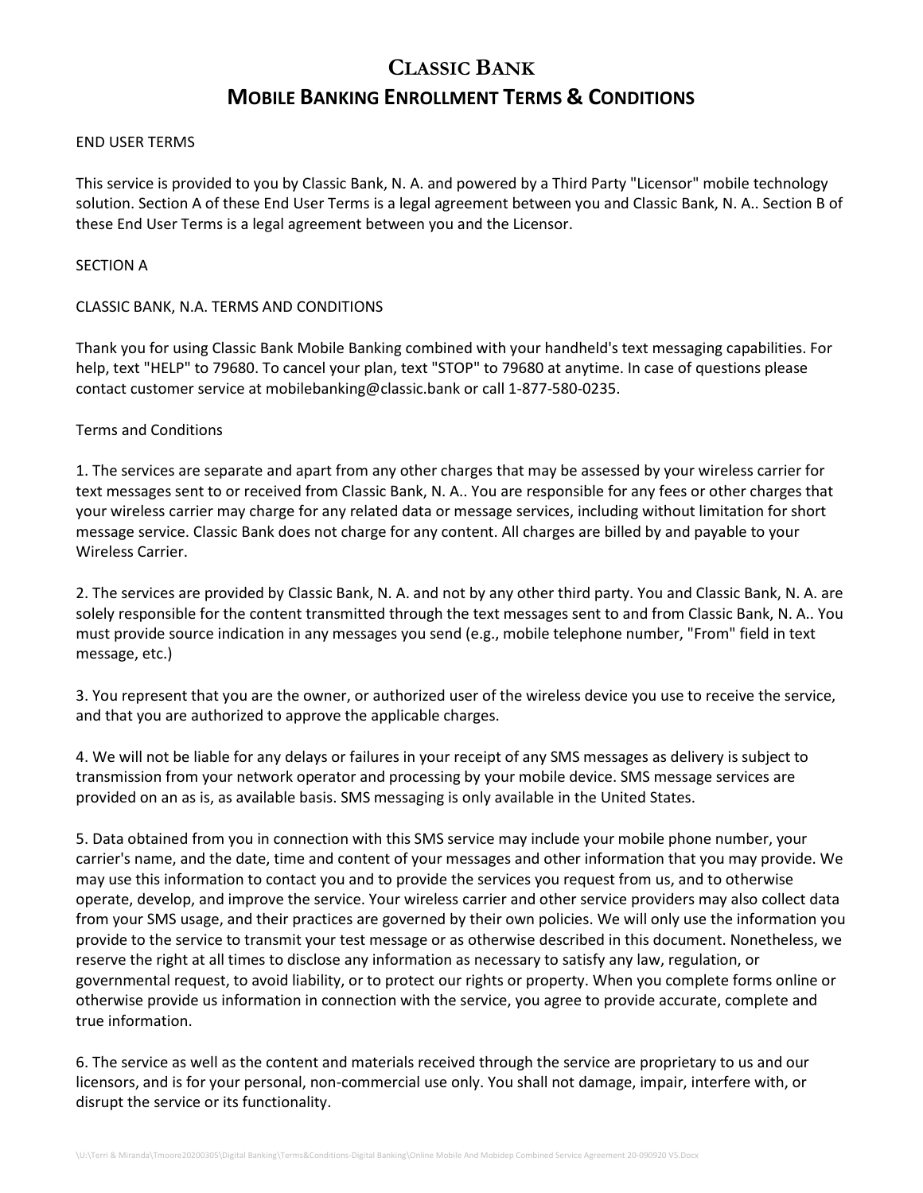# Classic Bank

## Mobile Banking Enrollment Terms & Conditions

END USER TERMS

This service is provided to you by Classic Bank, N. A. and powered by a Third Party "Licensor" mobile technology solution. Section A of these End User Terms is a legal agreement between you and Classic Bank, N. A.. Section B of these End User Terms is a legal agreement between you and the Licensor.

SECTION A

CLASSIC BANK, N.A. TERMS AND CONDITIONS

Thank you for using Classic Bank Mobile Banking combined with your handheld's text messaging capabilities. For help, text "HELP" to 79680. To cancel your plan, text "STOP" to 79680 at anytime. In case of questions please contact customer service at mobilebanking@classic.bank or call 1-877-580-0235.

Terms and Conditions

1. The services are separate and apart from any other charges that may be assessed by your wireless carrier for text messages sent to or received from Classic Bank, N. A.. You are responsible for any fees or other charges that your wireless carrier may charge for any related data or message services, including without limitation for short message service. Classic Bank does not charge for any content. All charges are billed by and payable to your Wireless Carrier.

2. The services are provided by Classic Bank, N. A. and not by any other third party. You and Classic Bank, N. A. are solely responsible for the content transmitted through the text messages sent to and from Classic Bank, N. A.. You must provide source indication in any messages you send (e.g., mobile telephone number, "From" field in text message, etc.)

3. You represent that you are the owner, or authorized user of the wireless device you use to receive the service, and that you are authorized to approve the applicable charges.

4. We will not be liable for any delays or failures in your receipt of any SMS messages as delivery is subject to transmission from your network operator and processing by your mobile device. SMS message services are provided on an as is, as available basis. SMS messaging is only available in the United States.

5. Data obtained from you in connection with this SMS service may include your mobile phone number, your carrier's name, and the date, time and content of your messages and other information that you may provide. We may use this information to contact you and to provide the services you request from us, and to otherwise operate, develop, and improve the service. Your wireless carrier and other service providers may also collect data from your SMS usage, and their practices are governed by their own policies. We will only use the information you provide to the service to transmit your test message or as otherwise described in this document. Nonetheless, we reserve the right at all times to disclose any information as necessary to satisfy any law, regulation, or governmental request, to avoid liability, or to protect our rights or property. When you complete forms online or otherwise provide us information in connection with the service, you agree to provide accurate, complete and true information.

6. The service as well as the content and materials received through the service are proprietary to us and our licensors, and is for your personal, non-commercial use only. You shall not damage, impair, interfere with, or disrupt the service or its functionality.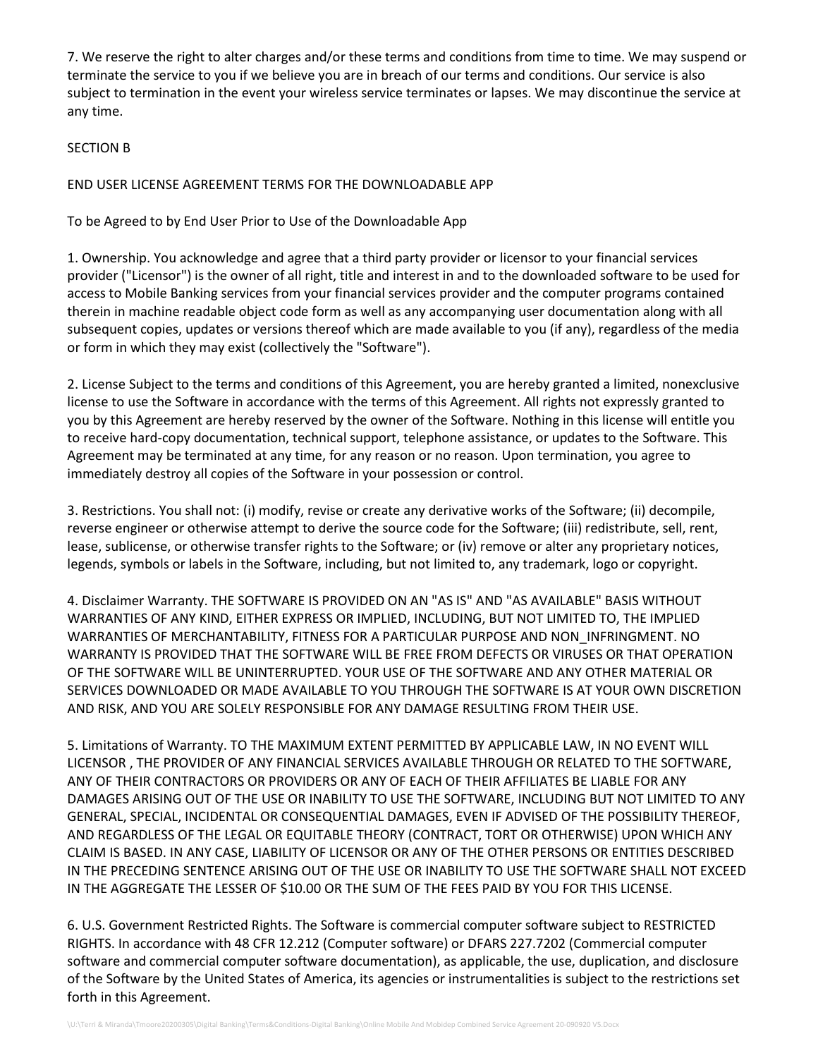7. We reserve the right to alter charges and/or these terms and conditions from time to time. We may suspend or terminate the service to you if we believe you are in breach of our terms and conditions. Our service is also subject to termination in the event your wireless service terminates or lapses. We may discontinue the service at any time.

SECTION B

END USER LICENSE AGREEMENT TERMS FOR THE DOWNLOADABLE APP

To be Agreed to by End User Prior to Use of the Downloadable App

1. Ownership. You acknowledge and agree that a third party provider or licensor to your financial services provider ("Licensor") is the owner of all right, title and interest in and to the downloaded software to be used for access to Mobile Banking services from your financial services provider and the computer programs contained therein in machine readable object code form as well as any accompanying user documentation along with all subsequent copies, updates or versions thereof which are made available to you (if any), regardless of the media or form in which they may exist (collectively the "Software").

2. License Subject to the terms and conditions of this Agreement, you are hereby granted a limited, nonexclusive license to use the Software in accordance with the terms of this Agreement. All rights not expressly granted to you by this Agreement are hereby reserved by the owner of the Software. Nothing in this license will entitle you to receive hard-copy documentation, technical support, telephone assistance, or updates to the Software. This Agreement may be terminated at any time, for any reason or no reason. Upon termination, you agree to immediately destroy all copies of the Software in your possession or control.

3. Restrictions. You shall not: (i) modify, revise or create any derivative works of the Software; (ii) decompile, reverse engineer or otherwise attempt to derive the source code for the Software; (iii) redistribute, sell, rent, lease, sublicense, or otherwise transfer rights to the Software; or (iv) remove or alter any proprietary notices, legends, symbols or labels in the Software, including, but not limited to, any trademark, logo or copyright.

4. Disclaimer Warranty. THE SOFTWARE IS PROVIDED ON AN "AS IS" AND "AS AVAILABLE" BASIS WITHOUT WARRANTIES OF ANY KIND, EITHER EXPRESS OR IMPLIED, INCLUDING, BUT NOT LIMITED TO, THE IMPLIED WARRANTIES OF MERCHANTABILITY, FITNESS FOR A PARTICULAR PURPOSE AND NON_INFRINGMENT. NO WARRANTY IS PROVIDED THAT THE SOFTWARE WILL BE FREE FROM DEFECTS OR VIRUSES OR THAT OPERATION OF THE SOFTWARE WILL BE UNINTERRUPTED. YOUR USE OF THE SOFTWARE AND ANY OTHER MATERIAL OR SERVICES DOWNLOADED OR MADE AVAILABLE TO YOU THROUGH THE SOFTWARE IS AT YOUR OWN DISCRETION AND RISK, AND YOU ARE SOLELY RESPONSIBLE FOR ANY DAMAGE RESULTING FROM THEIR USE.

5. Limitations of Warranty. TO THE MAXIMUM EXTENT PERMITTED BY APPLICABLE LAW, IN NO EVENT WILL LICENSOR , THE PROVIDER OF ANY FINANCIAL SERVICES AVAILABLE THROUGH OR RELATED TO THE SOFTWARE, ANY OF THEIR CONTRACTORS OR PROVIDERS OR ANY OF EACH OF THEIR AFFILIATES BE LIABLE FOR ANY DAMAGES ARISING OUT OF THE USE OR INABILITY TO USE THE SOFTWARE, INCLUDING BUT NOT LIMITED TO ANY GENERAL, SPECIAL, INCIDENTAL OR CONSEQUENTIAL DAMAGES, EVEN IF ADVISED OF THE POSSIBILITY THEREOF, AND REGARDLESS OF THE LEGAL OR EQUITABLE THEORY (CONTRACT, TORT OR OTHERWISE) UPON WHICH ANY CLAIM IS BASED. IN ANY CASE, LIABILITY OF LICENSOR OR ANY OF THE OTHER PERSONS OR ENTITIES DESCRIBED IN THE PRECEDING SENTENCE ARISING OUT OF THE USE OR INABILITY TO USE THE SOFTWARE SHALL NOT EXCEED IN THE AGGREGATE THE LESSER OF $10.00 OR THE SUM OF THE FEES PAID BY YOU FOR THIS LICENSE.

6. U.S. Government Restricted Rights. The Software is commercial computer software subject to RESTRICTED RIGHTS. In accordance with 48 CFR 12.212 (Computer software) or DFARS 227.7202 (Commercial computer software and commercial computer software documentation), as applicable, the use, duplication, and disclosure of the Software by the United States of America, its agencies or instrumentalities is subject to the restrictions set forth in this Agreement.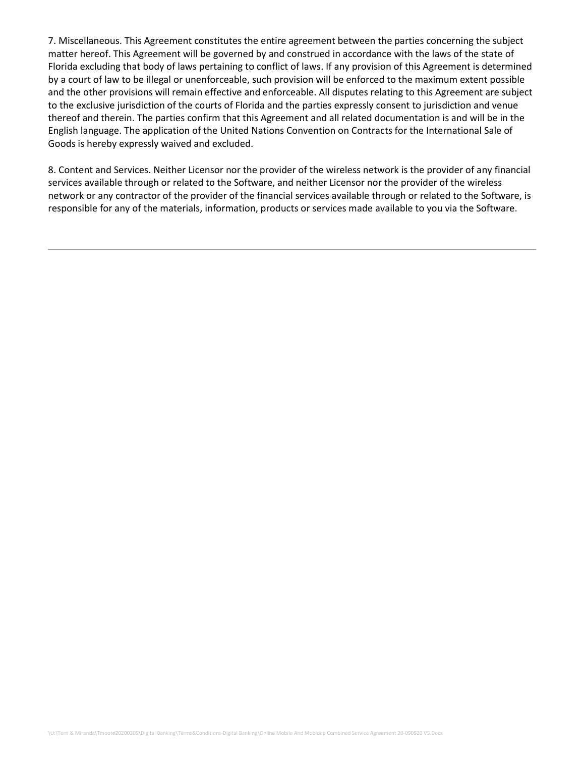7. Miscellaneous. This Agreement constitutes the entire agreement between the parties concerning the subject matter hereof. This Agreement will be governed by and construed in accordance with the laws of the state of Florida excluding that body of laws pertaining to conflict of laws. If any provision of this Agreement is determined by a court of law to be illegal or unenforceable, such provision will be enforced to the maximum extent possible and the other provisions will remain effective and enforceable. All disputes relating to this Agreement are subject to the exclusive jurisdiction of the courts of Florida and the parties expressly consent to jurisdiction and venue thereof and therein. The parties confirm that this Agreement and all related documentation is and will be in the English language. The application of the United Nations Convention on Contracts for the International Sale of Goods is hereby expressly waived and excluded.

8. Content and Services. Neither Licensor nor the provider of the wireless network is the provider of any financial services available through or related to the Software, and neither Licensor nor the provider of the wireless network or any contractor of the provider of the financial services available through or related to the Software, is responsible for any of the materials, information, products or services made available to you via the Software.

---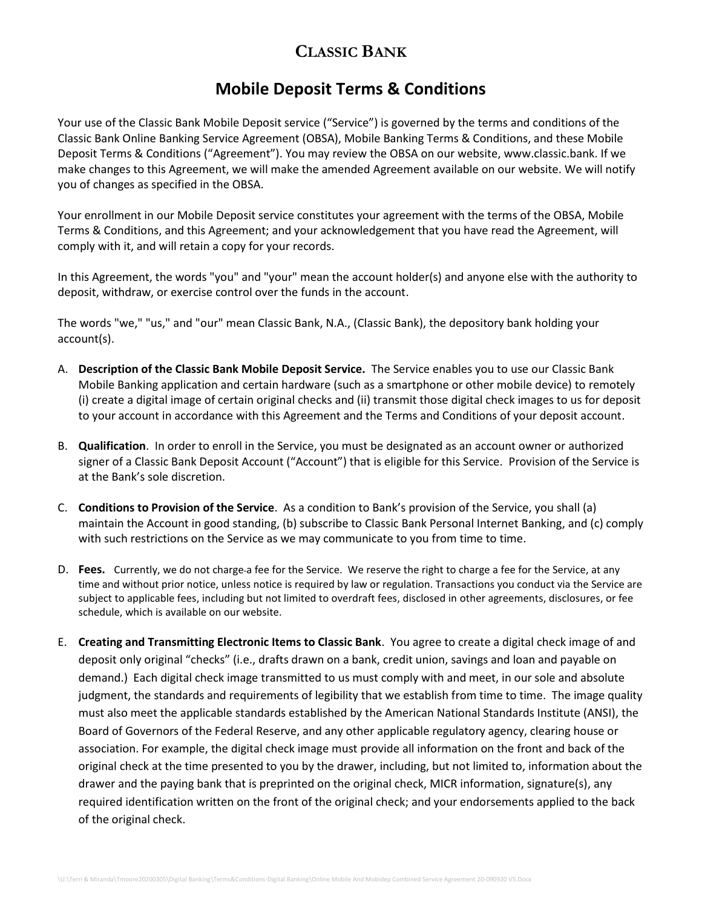# CLASSIC BANK

## Mobile Deposit Terms & Conditions

Your use of the Classic Bank Mobile Deposit service ("Service") is governed by the terms and conditions of the Classic Bank Online Banking Service Agreement (OBSA), Mobile Banking Terms & Conditions, and these Mobile Deposit Terms & Conditions ("Agreement"). You may review the OBSA on our website, www.classic.bank. If we make changes to this Agreement, we will make the amended Agreement available on our website. We will notify you of changes as specified in the OBSA.

Your enrollment in our Mobile Deposit service constitutes your agreement with the terms of the OBSA, Mobile Terms & Conditions, and this Agreement; and your acknowledgement that you have read the Agreement, will comply with it, and will retain a copy for your records.

In this Agreement, the words "you" and "your" mean the account holder(s) and anyone else with the authority to deposit, withdraw, or exercise control over the funds in the account.

The words "we," "us," and "our" mean Classic Bank, N.A., (Classic Bank), the depository bank holding your account(s).

A. **Description of the Classic Bank Mobile Deposit Service.** The Service enables you to use our Classic Bank Mobile Banking application and certain hardware (such as a smartphone or other mobile device) to remotely (i) create a digital image of certain original checks and (ii) transmit those digital check images to us for deposit to your account in accordance with this Agreement and the Terms and Conditions of your deposit account.

B. **Qualification**. In order to enroll in the Service, you must be designated as an account owner or authorized signer of a Classic Bank Deposit Account ("Account") that is eligible for this Service. Provision of the Service is at the Bank's sole discretion.

C. **Conditions to Provision of the Service**. As a condition to Bank's provision of the Service, you shall (a) maintain the Account in good standing, (b) subscribe to Classic Bank Personal Internet Banking, and (c) comply with such restrictions on the Service as we may communicate to you from time to time.

D. **Fees.** Currently, we do not charge a fee for the Service. We reserve the right to charge a fee for the Service, at any time and without prior notice, unless notice is required by law or regulation. Transactions you conduct via the Service are subject to applicable fees, including but not limited to overdraft fees, disclosed in other agreements, disclosures, or fee schedule, which is available on our website.

E. **Creating and Transmitting Electronic Items to Classic Bank**. You agree to create a digital check image of and deposit only original "checks" (i.e., drafts drawn on a bank, credit union, savings and loan and payable on demand.) Each digital check image transmitted to us must comply with and meet, in our sole and absolute judgment, the standards and requirements of legibility that we establish from time to time. The image quality must also meet the applicable standards established by the American National Standards Institute (ANSI), the Board of Governors of the Federal Reserve, and any other applicable regulatory agency, clearing house or association. For example, the digital check image must provide all information on the front and back of the original check at the time presented to you by the drawer, including, but not limited to, information about the drawer and the paying bank that is preprinted on the original check, MICR information, signature(s), any required identification written on the front of the original check; and your endorsements applied to the back of the original check.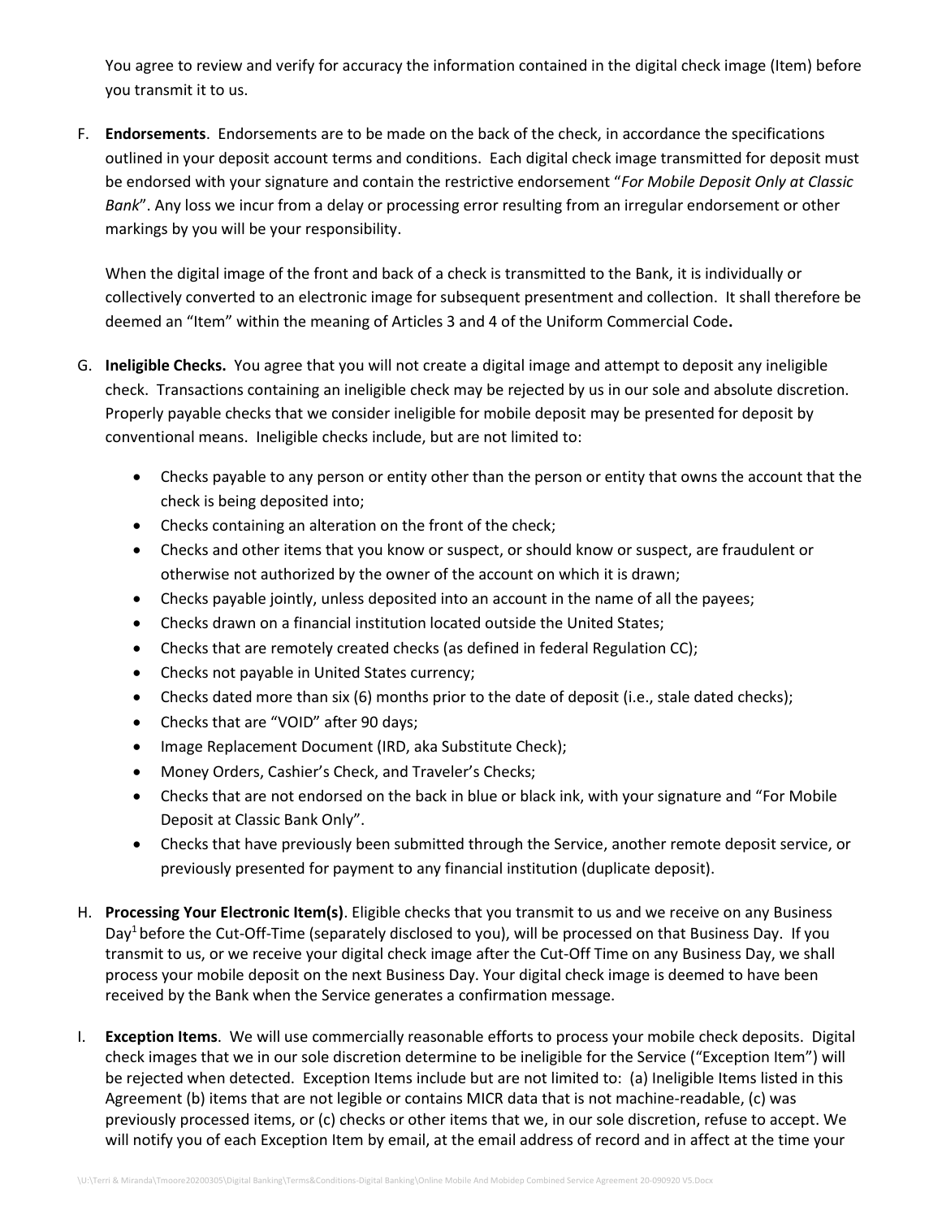You agree to review and verify for accuracy the information contained in the digital check image (Item) before you transmit it to us.

F. **Endorsements**. Endorsements are to be made on the back of the check, in accordance the specifications outlined in your deposit account terms and conditions. Each digital check image transmitted for deposit must be endorsed with your signature and contain the restrictive endorsement "*For Mobile Deposit Only at Classic Bank*". Any loss we incur from a delay or processing error resulting from an irregular endorsement or other markings by you will be your responsibility.

   When the digital image of the front and back of a check is transmitted to the Bank, it is individually or collectively converted to an electronic image for subsequent presentment and collection. It shall therefore be deemed an "Item" within the meaning of Articles 3 and 4 of the Uniform Commercial Code**.**

G. **Ineligible Checks.** You agree that you will not create a digital image and attempt to deposit any ineligible check. Transactions containing an ineligible check may be rejected by us in our sole and absolute discretion. Properly payable checks that we consider ineligible for mobile deposit may be presented for deposit by conventional means. Ineligible checks include, but are not limited to:

   - Checks payable to any person or entity other than the person or entity that owns the account that the check is being deposited into;
   - Checks containing an alteration on the front of the check;
   - Checks and other items that you know or suspect, or should know or suspect, are fraudulent or otherwise not authorized by the owner of the account on which it is drawn;
   - Checks payable jointly, unless deposited into an account in the name of all the payees;
   - Checks drawn on a financial institution located outside the United States;
   - Checks that are remotely created checks (as defined in federal Regulation CC);
   - Checks not payable in United States currency;
   - Checks dated more than six (6) months prior to the date of deposit (i.e., stale dated checks);
   - Checks that are "VOID" after 90 days;
   - Image Replacement Document (IRD, aka Substitute Check);
   - Money Orders, Cashier's Check, and Traveler's Checks;
   - Checks that are not endorsed on the back in blue or black ink, with your signature and "For Mobile Deposit at Classic Bank Only".
   - Checks that have previously been submitted through the Service, another remote deposit service, or previously presented for payment to any financial institution (duplicate deposit).

H. **Processing Your Electronic Item(s)**. Eligible checks that you transmit to us and we receive on any Business Day[1] before the Cut-Off-Time (separately disclosed to you), will be processed on that Business Day. If you transmit to us, or we receive your digital check image after the Cut-Off Time on any Business Day, we shall process your mobile deposit on the next Business Day. Your digital check image is deemed to have been received by the Bank when the Service generates a confirmation message.

I. **Exception Items**. We will use commercially reasonable efforts to process your mobile check deposits. Digital check images that we in our sole discretion determine to be ineligible for the Service ("Exception Item") will be rejected when detected. Exception Items include but are not limited to: (a) Ineligible Items listed in this Agreement (b) items that are not legible or contains MICR data that is not machine-readable, (c) was previously processed items, or (c) checks or other items that we, in our sole discretion, refuse to accept. We will notify you of each Exception Item by email, at the email address of record and in affect at the time your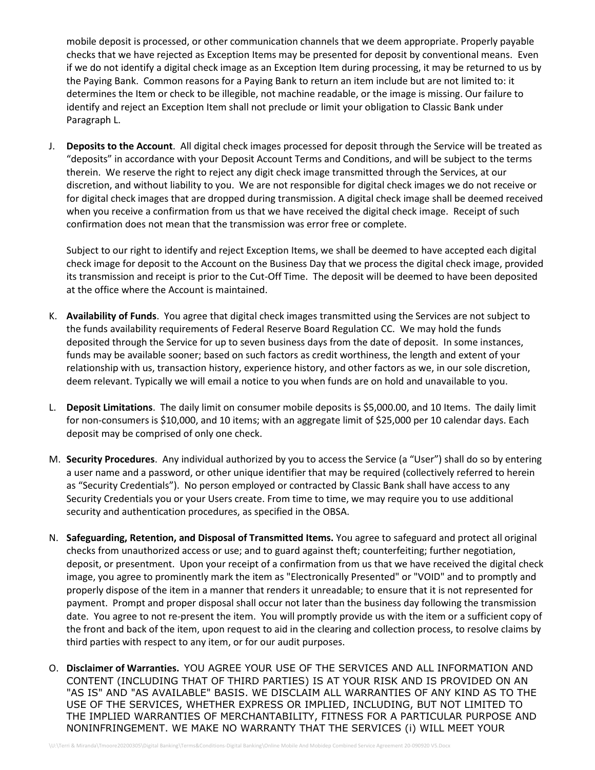mobile deposit is processed, or other communication channels that we deem appropriate. Properly payable checks that we have rejected as Exception Items may be presented for deposit by conventional means. Even if we do not identify a digital check image as an Exception Item during processing, it may be returned to us by the Paying Bank. Common reasons for a Paying Bank to return an item include but are not limited to: it determines the Item or check to be illegible, not machine readable, or the image is missing. Our failure to identify and reject an Exception Item shall not preclude or limit your obligation to Classic Bank under Paragraph L.

J. **Deposits to the Account**. All digital check images processed for deposit through the Service will be treated as "deposits" in accordance with your Deposit Account Terms and Conditions, and will be subject to the terms therein. We reserve the right to reject any digit check image transmitted through the Services, at our discretion, and without liability to you. We are not responsible for digital check images we do not receive or for digital check images that are dropped during transmission. A digital check image shall be deemed received when you receive a confirmation from us that we have received the digital check image. Receipt of such confirmation does not mean that the transmission was error free or complete.

   Subject to our right to identify and reject Exception Items, we shall be deemed to have accepted each digital check image for deposit to the Account on the Business Day that we process the digital check image, provided its transmission and receipt is prior to the Cut-Off Time. The deposit will be deemed to have been deposited at the office where the Account is maintained.

K. **Availability of Funds**. You agree that digital check images transmitted using the Services are not subject to the funds availability requirements of Federal Reserve Board Regulation CC. We may hold the funds deposited through the Service for up to seven business days from the date of deposit. In some instances, funds may be available sooner; based on such factors as credit worthiness, the length and extent of your relationship with us, transaction history, experience history, and other factors as we, in our sole discretion, deem relevant. Typically we will email a notice to you when funds are on hold and unavailable to you.

L. **Deposit Limitations**. The daily limit on consumer mobile deposits is $5,000.00, and 10 Items. The daily limit for non-consumers is $10,000, and 10 items; with an aggregate limit of $25,000 per 10 calendar days. Each deposit may be comprised of only one check.

M. **Security Procedures**. Any individual authorized by you to access the Service (a "User") shall do so by entering a user name and a password, or other unique identifier that may be required (collectively referred to herein as "Security Credentials"). No person employed or contracted by Classic Bank shall have access to any Security Credentials you or your Users create. From time to time, we may require you to use additional security and authentication procedures, as specified in the OBSA.

N. **Safeguarding, Retention, and Disposal of Transmitted Items.** You agree to safeguard and protect all original checks from unauthorized access or use; and to guard against theft; counterfeiting; further negotiation, deposit, or presentment. Upon your receipt of a confirmation from us that we have received the digital check image, you agree to prominently mark the item as "Electronically Presented" or "VOID" and to promptly and properly dispose of the item in a manner that renders it unreadable; to ensure that it is not represented for payment. Prompt and proper disposal shall occur not later than the business day following the transmission date. You agree to not re-present the item. You will promptly provide us with the item or a sufficient copy of the front and back of the item, upon request to aid in the clearing and collection process, to resolve claims by third parties with respect to any item, or for our audit purposes.

O. **Disclaimer of Warranties.** YOU AGREE YOUR USE OF THE SERVICES AND ALL INFORMATION AND CONTENT (INCLUDING THAT OF THIRD PARTIES) IS AT YOUR RISK AND IS PROVIDED ON AN "AS IS" AND "AS AVAILABLE" BASIS. WE DISCLAIM ALL WARRANTIES OF ANY KIND AS TO THE USE OF THE SERVICES, WHETHER EXPRESS OR IMPLIED, INCLUDING, BUT NOT LIMITED TO THE IMPLIED WARRANTIES OF MERCHANTABILITY, FITNESS FOR A PARTICULAR PURPOSE AND NONINFRINGEMENT. WE MAKE NO WARRANTY THAT THE SERVICES (i) WILL MEET YOUR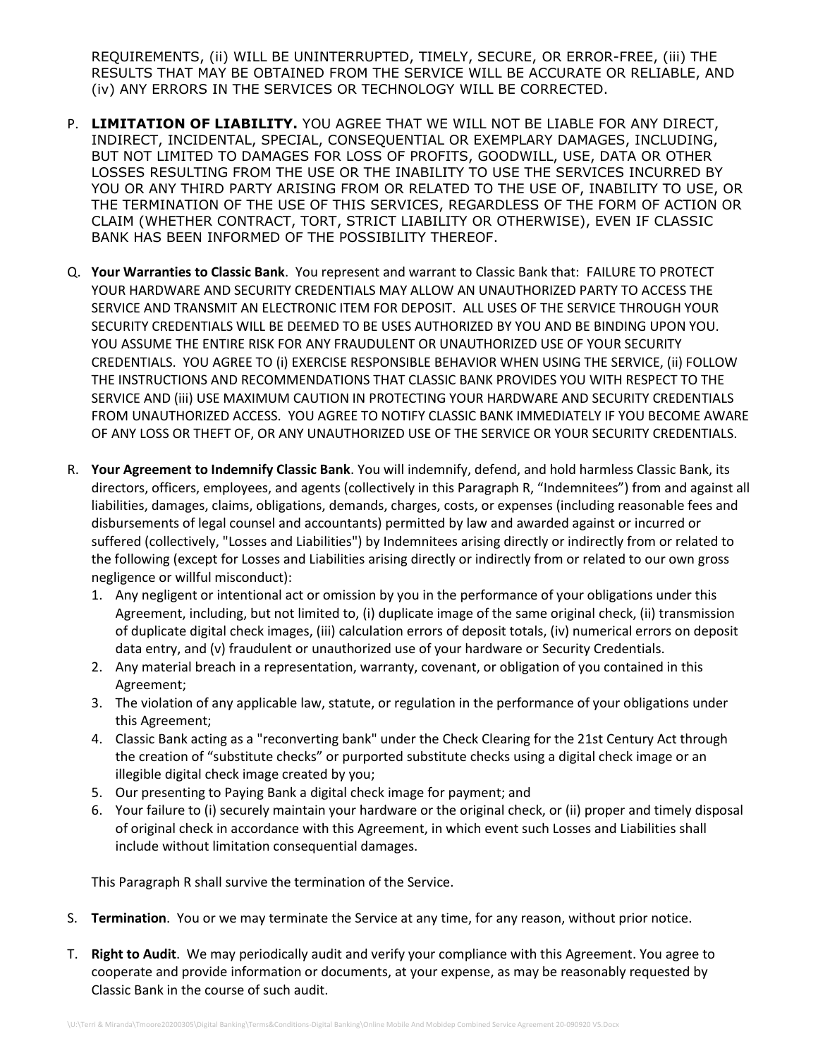REQUIREMENTS, (ii) WILL BE UNINTERRUPTED, TIMELY, SECURE, OR ERROR-FREE, (iii) THE RESULTS THAT MAY BE OBTAINED FROM THE SERVICE WILL BE ACCURATE OR RELIABLE, AND (iv) ANY ERRORS IN THE SERVICES OR TECHNOLOGY WILL BE CORRECTED.

P. **LIMITATION OF LIABILITY.** YOU AGREE THAT WE WILL NOT BE LIABLE FOR ANY DIRECT, INDIRECT, INCIDENTAL, SPECIAL, CONSEQUENTIAL OR EXEMPLARY DAMAGES, INCLUDING, BUT NOT LIMITED TO DAMAGES FOR LOSS OF PROFITS, GOODWILL, USE, DATA OR OTHER LOSSES RESULTING FROM THE USE OR THE INABILITY TO USE THE SERVICES INCURRED BY YOU OR ANY THIRD PARTY ARISING FROM OR RELATED TO THE USE OF, INABILITY TO USE, OR THE TERMINATION OF THE USE OF THIS SERVICES, REGARDLESS OF THE FORM OF ACTION OR CLAIM (WHETHER CONTRACT, TORT, STRICT LIABILITY OR OTHERWISE), EVEN IF CLASSIC BANK HAS BEEN INFORMED OF THE POSSIBILITY THEREOF.

Q. **Your Warranties to Classic Bank**. You represent and warrant to Classic Bank that: FAILURE TO PROTECT YOUR HARDWARE AND SECURITY CREDENTIALS MAY ALLOW AN UNAUTHORIZED PARTY TO ACCESS THE SERVICE AND TRANSMIT AN ELECTRONIC ITEM FOR DEPOSIT. ALL USES OF THE SERVICE THROUGH YOUR SECURITY CREDENTIALS WILL BE DEEMED TO BE USES AUTHORIZED BY YOU AND BE BINDING UPON YOU. YOU ASSUME THE ENTIRE RISK FOR ANY FRAUDULENT OR UNAUTHORIZED USE OF YOUR SECURITY CREDENTIALS. YOU AGREE TO (i) EXERCISE RESPONSIBLE BEHAVIOR WHEN USING THE SERVICE, (ii) FOLLOW THE INSTRUCTIONS AND RECOMMENDATIONS THAT CLASSIC BANK PROVIDES YOU WITH RESPECT TO THE SERVICE AND (iii) USE MAXIMUM CAUTION IN PROTECTING YOUR HARDWARE AND SECURITY CREDENTIALS FROM UNAUTHORIZED ACCESS. YOU AGREE TO NOTIFY CLASSIC BANK IMMEDIATELY IF YOU BECOME AWARE OF ANY LOSS OR THEFT OF, OR ANY UNAUTHORIZED USE OF THE SERVICE OR YOUR SECURITY CREDENTIALS.

R. **Your Agreement to Indemnify Classic Bank**. You will indemnify, defend, and hold harmless Classic Bank, its directors, officers, employees, and agents (collectively in this Paragraph R, "Indemnitees") from and against all liabilities, damages, claims, obligations, demands, charges, costs, or expenses (including reasonable fees and disbursements of legal counsel and accountants) permitted by law and awarded against or incurred or suffered (collectively, "Losses and Liabilities") by Indemnitees arising directly or indirectly from or related to the following (except for Losses and Liabilities arising directly or indirectly from or related to our own gross negligence or willful misconduct):
   1. Any negligent or intentional act or omission by you in the performance of your obligations under this Agreement, including, but not limited to, (i) duplicate image of the same original check, (ii) transmission of duplicate digital check images, (iii) calculation errors of deposit totals, (iv) numerical errors on deposit data entry, and (v) fraudulent or unauthorized use of your hardware or Security Credentials.
   2. Any material breach in a representation, warranty, covenant, or obligation of you contained in this Agreement;
   3. The violation of any applicable law, statute, or regulation in the performance of your obligations under this Agreement;
   4. Classic Bank acting as a "reconverting bank" under the Check Clearing for the 21st Century Act through the creation of "substitute checks" or purported substitute checks using a digital check image or an illegible digital check image created by you;
   5. Our presenting to Paying Bank a digital check image for payment; and
   6. Your failure to (i) securely maintain your hardware or the original check, or (ii) proper and timely disposal of original check in accordance with this Agreement, in which event such Losses and Liabilities shall include without limitation consequential damages.

   This Paragraph R shall survive the termination of the Service.

S. **Termination**. You or we may terminate the Service at any time, for any reason, without prior notice.

T. **Right to Audit**. We may periodically audit and verify your compliance with this Agreement. You agree to cooperate and provide information or documents, at your expense, as may be reasonably requested by Classic Bank in the course of such audit.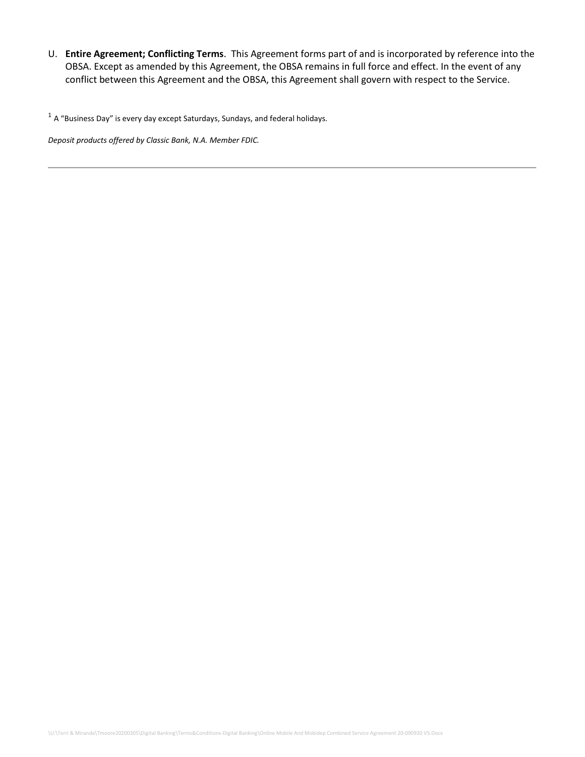U. **Entire Agreement; Conflicting Terms**. This Agreement forms part of and is incorporated by reference into the OBSA. Except as amended by this Agreement, the OBSA remains in full force and effect. In the event of any conflict between this Agreement and the OBSA, this Agreement shall govern with respect to the Service.

[1] A "Business Day" is every day except Saturdays, Sundays, and federal holidays.

*Deposit products offered by Classic Bank, N.A. Member FDIC.*

---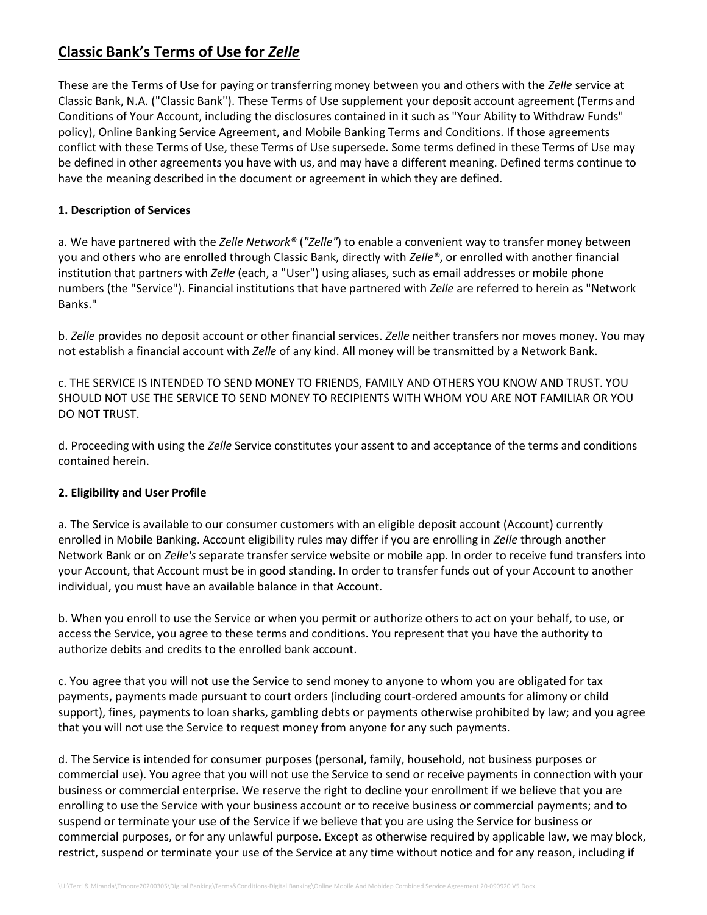# Classic Bank's Terms of Use for *Zelle*

These are the Terms of Use for paying or transferring money between you and others with the *Zelle* service at Classic Bank, N.A. ("Classic Bank"). These Terms of Use supplement your deposit account agreement (Terms and Conditions of Your Account, including the disclosures contained in it such as "Your Ability to Withdraw Funds" policy), Online Banking Service Agreement, and Mobile Banking Terms and Conditions. If those agreements conflict with these Terms of Use, these Terms of Use supersede. Some terms defined in these Terms of Use may be defined in other agreements you have with us, and may have a different meaning. Defined terms continue to have the meaning described in the document or agreement in which they are defined.

**1. Description of Services**

a. We have partnered with the *Zelle Network®* (*"Zelle"*) to enable a convenient way to transfer money between you and others who are enrolled through Classic Bank, directly with *Zelle®*, or enrolled with another financial institution that partners with *Zelle* (each, a "User") using aliases, such as email addresses or mobile phone numbers (the "Service"). Financial institutions that have partnered with *Zelle* are referred to herein as "Network Banks."

b. *Zelle* provides no deposit account or other financial services. *Zelle* neither transfers nor moves money. You may not establish a financial account with *Zelle* of any kind. All money will be transmitted by a Network Bank.

c. THE SERVICE IS INTENDED TO SEND MONEY TO FRIENDS, FAMILY AND OTHERS YOU KNOW AND TRUST. YOU SHOULD NOT USE THE SERVICE TO SEND MONEY TO RECIPIENTS WITH WHOM YOU ARE NOT FAMILIAR OR YOU DO NOT TRUST.

d. Proceeding with using the *Zelle* Service constitutes your assent to and acceptance of the terms and conditions contained herein.

**2. Eligibility and User Profile**

a. The Service is available to our consumer customers with an eligible deposit account (Account) currently enrolled in Mobile Banking. Account eligibility rules may differ if you are enrolling in *Zelle* through another Network Bank or on *Zelle's* separate transfer service website or mobile app. In order to receive fund transfers into your Account, that Account must be in good standing. In order to transfer funds out of your Account to another individual, you must have an available balance in that Account.

b. When you enroll to use the Service or when you permit or authorize others to act on your behalf, to use, or access the Service, you agree to these terms and conditions. You represent that you have the authority to authorize debits and credits to the enrolled bank account.

c. You agree that you will not use the Service to send money to anyone to whom you are obligated for tax payments, payments made pursuant to court orders (including court-ordered amounts for alimony or child support), fines, payments to loan sharks, gambling debts or payments otherwise prohibited by law; and you agree that you will not use the Service to request money from anyone for any such payments.

d. The Service is intended for consumer purposes (personal, family, household, not business purposes or commercial use). You agree that you will not use the Service to send or receive payments in connection with your business or commercial enterprise. We reserve the right to decline your enrollment if we believe that you are enrolling to use the Service with your business account or to receive business or commercial payments; and to suspend or terminate your use of the Service if we believe that you are using the Service for business or commercial purposes, or for any unlawful purpose. Except as otherwise required by applicable law, we may block, restrict, suspend or terminate your use of the Service at any time without notice and for any reason, including if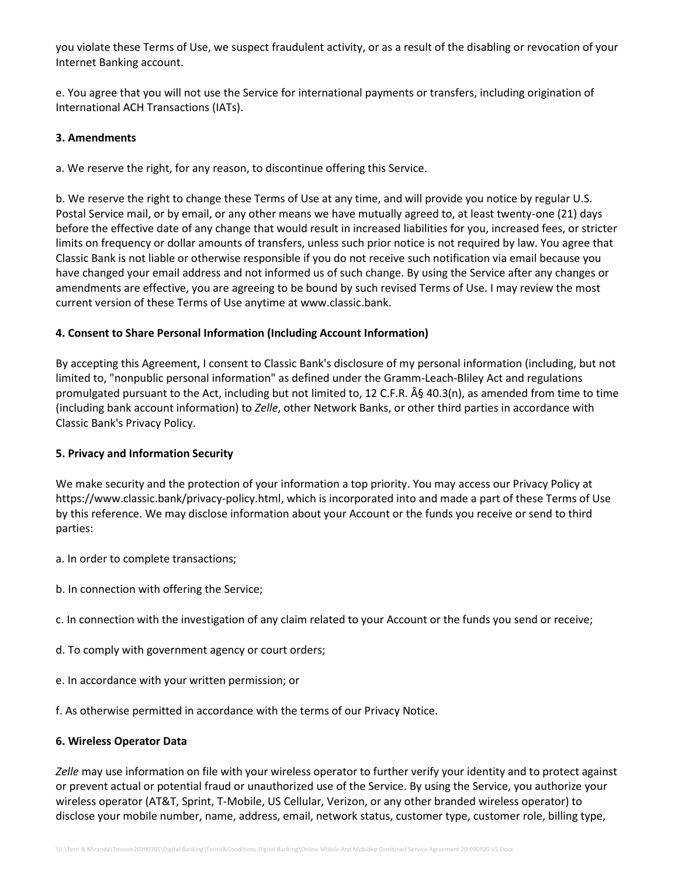you violate these Terms of Use, we suspect fraudulent activity, or as a result of the disabling or revocation of your Internet Banking account.

e. You agree that you will not use the Service for international payments or transfers, including origination of International ACH Transactions (IATs).

**3. Amendments**

a. We reserve the right, for any reason, to discontinue offering this Service.

b. We reserve the right to change these Terms of Use at any time, and will provide you notice by regular U.S. Postal Service mail, or by email, or any other means we have mutually agreed to, at least twenty-one (21) days before the effective date of any change that would result in increased liabilities for you, increased fees, or stricter limits on frequency or dollar amounts of transfers, unless such prior notice is not required by law. You agree that Classic Bank is not liable or otherwise responsible if you do not receive such notification via email because you have changed your email address and not informed us of such change. By using the Service after any changes or amendments are effective, you are agreeing to be bound by such revised Terms of Use. I may review the most current version of these Terms of Use anytime at www.classic.bank.

**4. Consent to Share Personal Information (Including Account Information)**

By accepting this Agreement, I consent to Classic Bank's disclosure of my personal information (including, but not limited to, "nonpublic personal information" as defined under the Gramm-Leach-Bliley Act and regulations promulgated pursuant to the Act, including but not limited to, 12 C.F.R. Â§ 40.3(n), as amended from time to time (including bank account information) to *Zelle*, other Network Banks, or other third parties in accordance with Classic Bank's Privacy Policy.

**5. Privacy and Information Security**

We make security and the protection of your information a top priority. You may access our Privacy Policy at https://www.classic.bank/privacy-policy.html, which is incorporated into and made a part of these Terms of Use by this reference. We may disclose information about your Account or the funds you receive or send to third parties:

a. In order to complete transactions;

b. In connection with offering the Service;

c. In connection with the investigation of any claim related to your Account or the funds you send or receive;

d. To comply with government agency or court orders;

e. In accordance with your written permission; or

f. As otherwise permitted in accordance with the terms of our Privacy Notice.

**6. Wireless Operator Data**

*Zelle* may use information on file with your wireless operator to further verify your identity and to protect against or prevent actual or potential fraud or unauthorized use of the Service. By using the Service, you authorize your wireless operator (AT&T, Sprint, T-Mobile, US Cellular, Verizon, or any other branded wireless operator) to disclose your mobile number, name, address, email, network status, customer type, customer role, billing type,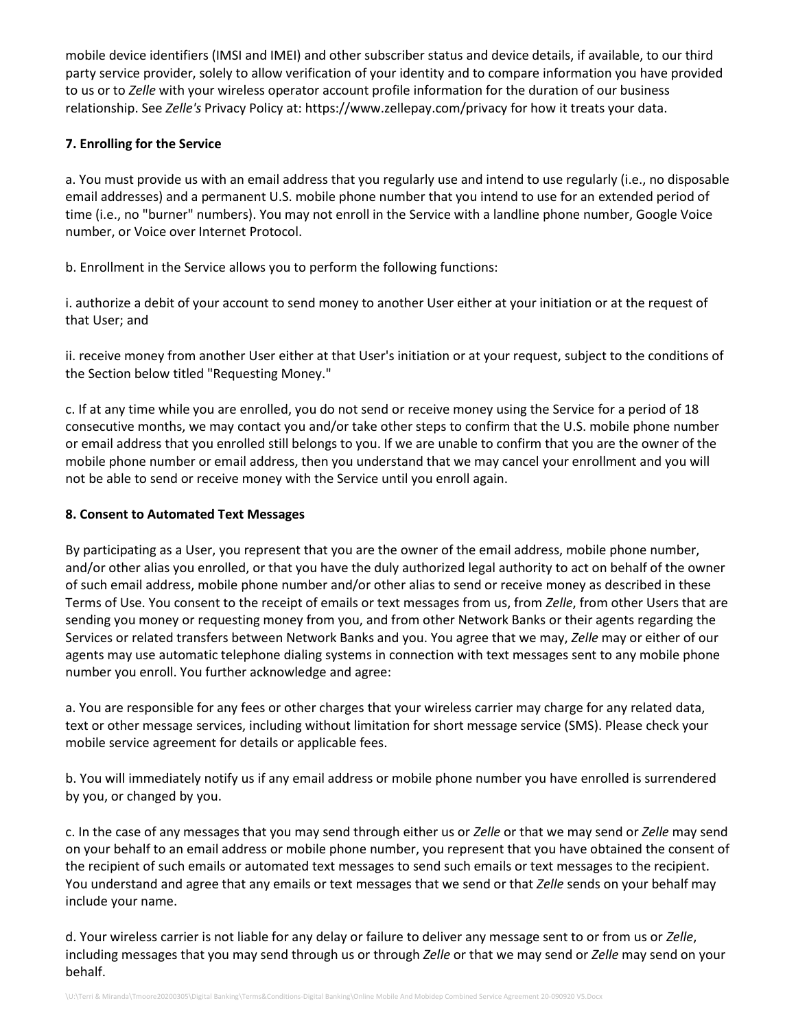mobile device identifiers (IMSI and IMEI) and other subscriber status and device details, if available, to our third party service provider, solely to allow verification of your identity and to compare information you have provided to us or to *Zelle* with your wireless operator account profile information for the duration of our business relationship. See *Zelle's* Privacy Policy at: https://www.zellepay.com/privacy for how it treats your data.

**7. Enrolling for the Service**

a. You must provide us with an email address that you regularly use and intend to use regularly (i.e., no disposable email addresses) and a permanent U.S. mobile phone number that you intend to use for an extended period of time (i.e., no "burner" numbers). You may not enroll in the Service with a landline phone number, Google Voice number, or Voice over Internet Protocol.

b. Enrollment in the Service allows you to perform the following functions:

i. authorize a debit of your account to send money to another User either at your initiation or at the request of that User; and

ii. receive money from another User either at that User's initiation or at your request, subject to the conditions of the Section below titled "Requesting Money."

c. If at any time while you are enrolled, you do not send or receive money using the Service for a period of 18 consecutive months, we may contact you and/or take other steps to confirm that the U.S. mobile phone number or email address that you enrolled still belongs to you. If we are unable to confirm that you are the owner of the mobile phone number or email address, then you understand that we may cancel your enrollment and you will not be able to send or receive money with the Service until you enroll again.

**8. Consent to Automated Text Messages**

By participating as a User, you represent that you are the owner of the email address, mobile phone number, and/or other alias you enrolled, or that you have the duly authorized legal authority to act on behalf of the owner of such email address, mobile phone number and/or other alias to send or receive money as described in these Terms of Use. You consent to the receipt of emails or text messages from us, from *Zelle*, from other Users that are sending you money or requesting money from you, and from other Network Banks or their agents regarding the Services or related transfers between Network Banks and you. You agree that we may, *Zelle* may or either of our agents may use automatic telephone dialing systems in connection with text messages sent to any mobile phone number you enroll. You further acknowledge and agree:

a. You are responsible for any fees or other charges that your wireless carrier may charge for any related data, text or other message services, including without limitation for short message service (SMS). Please check your mobile service agreement for details or applicable fees.

b. You will immediately notify us if any email address or mobile phone number you have enrolled is surrendered by you, or changed by you.

c. In the case of any messages that you may send through either us or *Zelle* or that we may send or *Zelle* may send on your behalf to an email address or mobile phone number, you represent that you have obtained the consent of the recipient of such emails or automated text messages to send such emails or text messages to the recipient. You understand and agree that any emails or text messages that we send or that *Zelle* sends on your behalf may include your name.

d. Your wireless carrier is not liable for any delay or failure to deliver any message sent to or from us or *Zelle*, including messages that you may send through us or through *Zelle* or that we may send or *Zelle* may send on your behalf.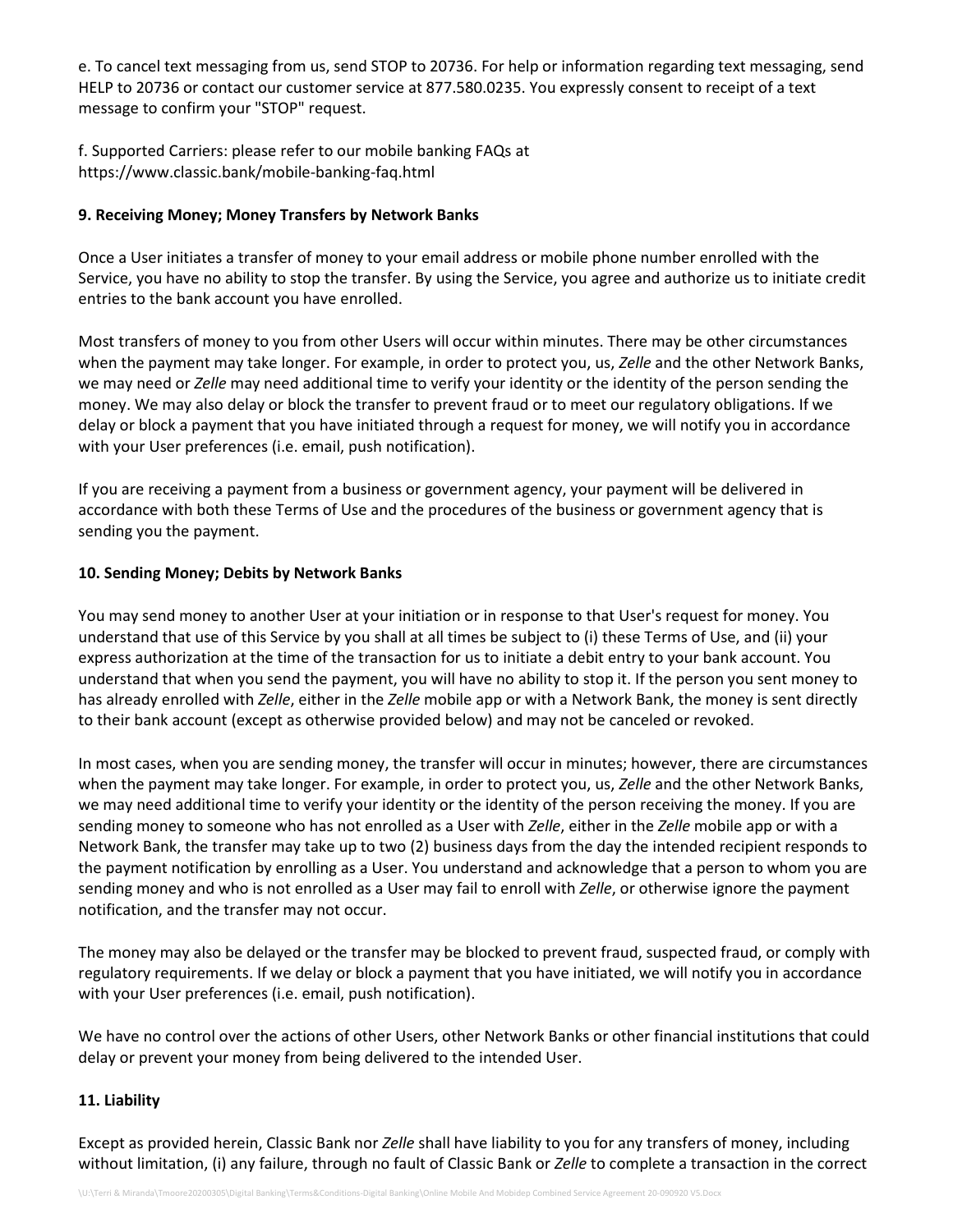e. To cancel text messaging from us, send STOP to 20736. For help or information regarding text messaging, send HELP to 20736 or contact our customer service at 877.580.0235. You expressly consent to receipt of a text message to confirm your "STOP" request.

f. Supported Carriers: please refer to our mobile banking FAQs at https://www.classic.bank/mobile-banking-faq.html

**9. Receiving Money; Money Transfers by Network Banks**

Once a User initiates a transfer of money to your email address or mobile phone number enrolled with the Service, you have no ability to stop the transfer. By using the Service, you agree and authorize us to initiate credit entries to the bank account you have enrolled.

Most transfers of money to you from other Users will occur within minutes. There may be other circumstances when the payment may take longer. For example, in order to protect you, us, *Zelle* and the other Network Banks, we may need or *Zelle* may need additional time to verify your identity or the identity of the person sending the money. We may also delay or block the transfer to prevent fraud or to meet our regulatory obligations. If we delay or block a payment that you have initiated through a request for money, we will notify you in accordance with your User preferences (i.e. email, push notification).

If you are receiving a payment from a business or government agency, your payment will be delivered in accordance with both these Terms of Use and the procedures of the business or government agency that is sending you the payment.

**10. Sending Money; Debits by Network Banks**

You may send money to another User at your initiation or in response to that User's request for money. You understand that use of this Service by you shall at all times be subject to (i) these Terms of Use, and (ii) your express authorization at the time of the transaction for us to initiate a debit entry to your bank account. You understand that when you send the payment, you will have no ability to stop it. If the person you sent money to has already enrolled with *Zelle*, either in the *Zelle* mobile app or with a Network Bank, the money is sent directly to their bank account (except as otherwise provided below) and may not be canceled or revoked.

In most cases, when you are sending money, the transfer will occur in minutes; however, there are circumstances when the payment may take longer. For example, in order to protect you, us, *Zelle* and the other Network Banks, we may need additional time to verify your identity or the identity of the person receiving the money. If you are sending money to someone who has not enrolled as a User with *Zelle*, either in the *Zelle* mobile app or with a Network Bank, the transfer may take up to two (2) business days from the day the intended recipient responds to the payment notification by enrolling as a User. You understand and acknowledge that a person to whom you are sending money and who is not enrolled as a User may fail to enroll with *Zelle*, or otherwise ignore the payment notification, and the transfer may not occur.

The money may also be delayed or the transfer may be blocked to prevent fraud, suspected fraud, or comply with regulatory requirements. If we delay or block a payment that you have initiated, we will notify you in accordance with your User preferences (i.e. email, push notification).

We have no control over the actions of other Users, other Network Banks or other financial institutions that could delay or prevent your money from being delivered to the intended User.

**11. Liability**

Except as provided herein, Classic Bank nor *Zelle* shall have liability to you for any transfers of money, including without limitation, (i) any failure, through no fault of Classic Bank or *Zelle* to complete a transaction in the correct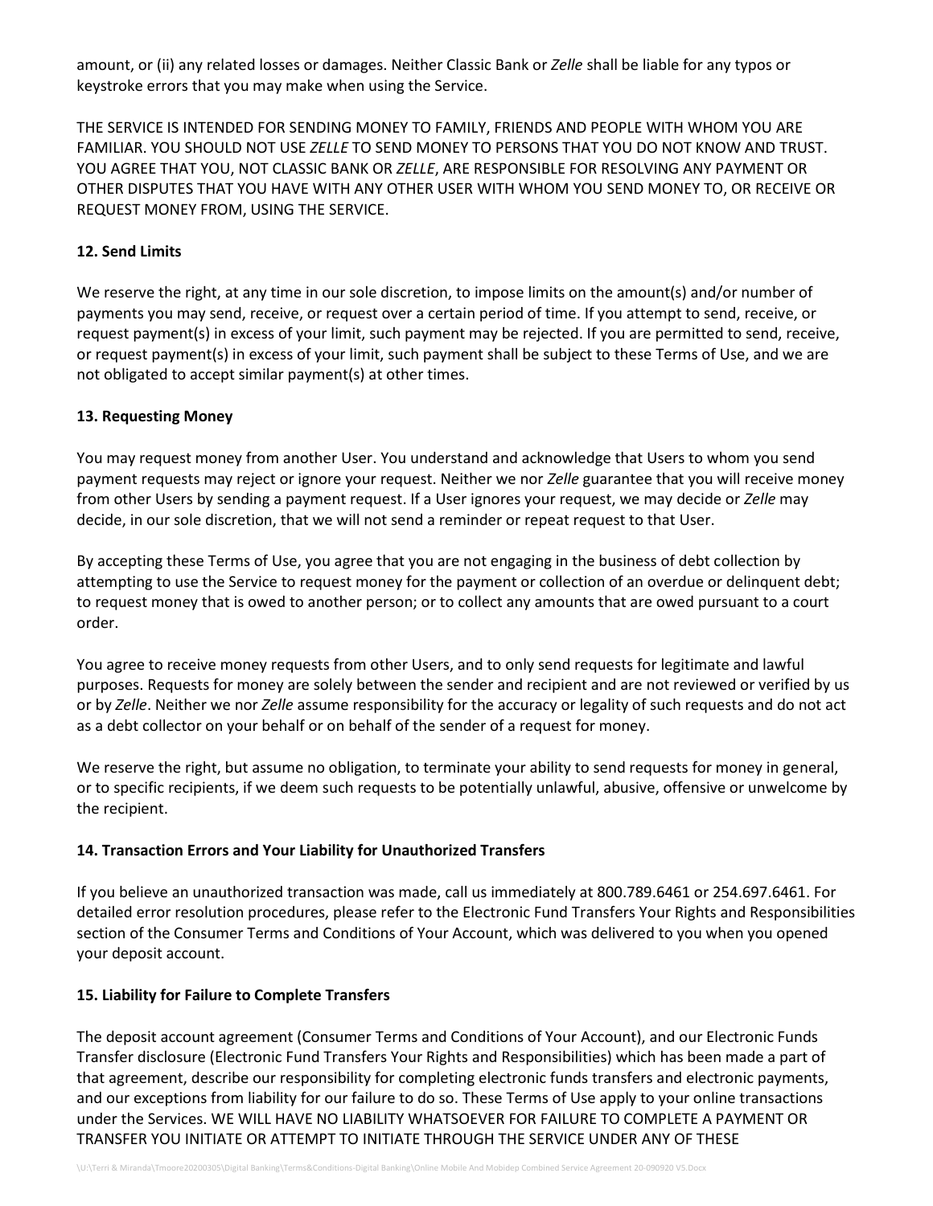amount, or (ii) any related losses or damages. Neither Classic Bank or *Zelle* shall be liable for any typos or keystroke errors that you may make when using the Service.

THE SERVICE IS INTENDED FOR SENDING MONEY TO FAMILY, FRIENDS AND PEOPLE WITH WHOM YOU ARE FAMILIAR. YOU SHOULD NOT USE *ZELLE* TO SEND MONEY TO PERSONS THAT YOU DO NOT KNOW AND TRUST. YOU AGREE THAT YOU, NOT CLASSIC BANK OR *ZELLE*, ARE RESPONSIBLE FOR RESOLVING ANY PAYMENT OR OTHER DISPUTES THAT YOU HAVE WITH ANY OTHER USER WITH WHOM YOU SEND MONEY TO, OR RECEIVE OR REQUEST MONEY FROM, USING THE SERVICE.

**12. Send Limits**

We reserve the right, at any time in our sole discretion, to impose limits on the amount(s) and/or number of payments you may send, receive, or request over a certain period of time. If you attempt to send, receive, or request payment(s) in excess of your limit, such payment may be rejected. If you are permitted to send, receive, or request payment(s) in excess of your limit, such payment shall be subject to these Terms of Use, and we are not obligated to accept similar payment(s) at other times.

**13. Requesting Money**

You may request money from another User. You understand and acknowledge that Users to whom you send payment requests may reject or ignore your request. Neither we nor *Zelle* guarantee that you will receive money from other Users by sending a payment request. If a User ignores your request, we may decide or *Zelle* may decide, in our sole discretion, that we will not send a reminder or repeat request to that User.

By accepting these Terms of Use, you agree that you are not engaging in the business of debt collection by attempting to use the Service to request money for the payment or collection of an overdue or delinquent debt; to request money that is owed to another person; or to collect any amounts that are owed pursuant to a court order.

You agree to receive money requests from other Users, and to only send requests for legitimate and lawful purposes. Requests for money are solely between the sender and recipient and are not reviewed or verified by us or by *Zelle*. Neither we nor *Zelle* assume responsibility for the accuracy or legality of such requests and do not act as a debt collector on your behalf or on behalf of the sender of a request for money.

We reserve the right, but assume no obligation, to terminate your ability to send requests for money in general, or to specific recipients, if we deem such requests to be potentially unlawful, abusive, offensive or unwelcome by the recipient.

**14. Transaction Errors and Your Liability for Unauthorized Transfers**

If you believe an unauthorized transaction was made, call us immediately at 800.789.6461 or 254.697.6461. For detailed error resolution procedures, please refer to the Electronic Fund Transfers Your Rights and Responsibilities section of the Consumer Terms and Conditions of Your Account, which was delivered to you when you opened your deposit account.

**15. Liability for Failure to Complete Transfers**

The deposit account agreement (Consumer Terms and Conditions of Your Account), and our Electronic Funds Transfer disclosure (Electronic Fund Transfers Your Rights and Responsibilities) which has been made a part of that agreement, describe our responsibility for completing electronic funds transfers and electronic payments, and our exceptions from liability for our failure to do so. These Terms of Use apply to your online transactions under the Services. WE WILL HAVE NO LIABILITY WHATSOEVER FOR FAILURE TO COMPLETE A PAYMENT OR TRANSFER YOU INITIATE OR ATTEMPT TO INITIATE THROUGH THE SERVICE UNDER ANY OF THESE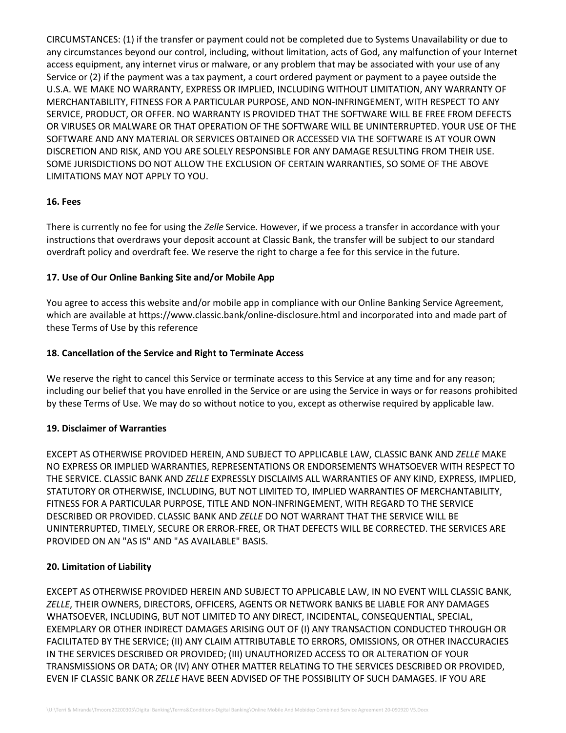CIRCUMSTANCES: (1) if the transfer or payment could not be completed due to Systems Unavailability or due to any circumstances beyond our control, including, without limitation, acts of God, any malfunction of your Internet access equipment, any internet virus or malware, or any problem that may be associated with your use of any Service or (2) if the payment was a tax payment, a court ordered payment or payment to a payee outside the U.S.A. WE MAKE NO WARRANTY, EXPRESS OR IMPLIED, INCLUDING WITHOUT LIMITATION, ANY WARRANTY OF MERCHANTABILITY, FITNESS FOR A PARTICULAR PURPOSE, AND NON-INFRINGEMENT, WITH RESPECT TO ANY SERVICE, PRODUCT, OR OFFER. NO WARRANTY IS PROVIDED THAT THE SOFTWARE WILL BE FREE FROM DEFECTS OR VIRUSES OR MALWARE OR THAT OPERATION OF THE SOFTWARE WILL BE UNINTERRUPTED. YOUR USE OF THE SOFTWARE AND ANY MATERIAL OR SERVICES OBTAINED OR ACCESSED VIA THE SOFTWARE IS AT YOUR OWN DISCRETION AND RISK, AND YOU ARE SOLELY RESPONSIBLE FOR ANY DAMAGE RESULTING FROM THEIR USE. SOME JURISDICTIONS DO NOT ALLOW THE EXCLUSION OF CERTAIN WARRANTIES, SO SOME OF THE ABOVE LIMITATIONS MAY NOT APPLY TO YOU.

**16. Fees**

There is currently no fee for using the *Zelle* Service. However, if we process a transfer in accordance with your instructions that overdraws your deposit account at Classic Bank, the transfer will be subject to our standard overdraft policy and overdraft fee. We reserve the right to charge a fee for this service in the future.

**17. Use of Our Online Banking Site and/or Mobile App**

You agree to access this website and/or mobile app in compliance with our Online Banking Service Agreement, which are available at https://www.classic.bank/online-disclosure.html and incorporated into and made part of these Terms of Use by this reference

**18. Cancellation of the Service and Right to Terminate Access**

We reserve the right to cancel this Service or terminate access to this Service at any time and for any reason; including our belief that you have enrolled in the Service or are using the Service in ways or for reasons prohibited by these Terms of Use. We may do so without notice to you, except as otherwise required by applicable law.

**19. Disclaimer of Warranties**

EXCEPT AS OTHERWISE PROVIDED HEREIN, AND SUBJECT TO APPLICABLE LAW, CLASSIC BANK AND *ZELLE* MAKE NO EXPRESS OR IMPLIED WARRANTIES, REPRESENTATIONS OR ENDORSEMENTS WHATSOEVER WITH RESPECT TO THE SERVICE. CLASSIC BANK AND *ZELLE* EXPRESSLY DISCLAIMS ALL WARRANTIES OF ANY KIND, EXPRESS, IMPLIED, STATUTORY OR OTHERWISE, INCLUDING, BUT NOT LIMITED TO, IMPLIED WARRANTIES OF MERCHANTABILITY, FITNESS FOR A PARTICULAR PURPOSE, TITLE AND NON-INFRINGEMENT, WITH REGARD TO THE SERVICE DESCRIBED OR PROVIDED. CLASSIC BANK AND *ZELLE* DO NOT WARRANT THAT THE SERVICE WILL BE UNINTERRUPTED, TIMELY, SECURE OR ERROR-FREE, OR THAT DEFECTS WILL BE CORRECTED. THE SERVICES ARE PROVIDED ON AN "AS IS" AND "AS AVAILABLE" BASIS.

**20. Limitation of Liability**

EXCEPT AS OTHERWISE PROVIDED HEREIN AND SUBJECT TO APPLICABLE LAW, IN NO EVENT WILL CLASSIC BANK, *ZELLE*, THEIR OWNERS, DIRECTORS, OFFICERS, AGENTS OR NETWORK BANKS BE LIABLE FOR ANY DAMAGES WHATSOEVER, INCLUDING, BUT NOT LIMITED TO ANY DIRECT, INCIDENTAL, CONSEQUENTIAL, SPECIAL, EXEMPLARY OR OTHER INDIRECT DAMAGES ARISING OUT OF (I) ANY TRANSACTION CONDUCTED THROUGH OR FACILITATED BY THE SERVICE; (II) ANY CLAIM ATTRIBUTABLE TO ERRORS, OMISSIONS, OR OTHER INACCURACIES IN THE SERVICES DESCRIBED OR PROVIDED; (III) UNAUTHORIZED ACCESS TO OR ALTERATION OF YOUR TRANSMISSIONS OR DATA; OR (IV) ANY OTHER MATTER RELATING TO THE SERVICES DESCRIBED OR PROVIDED, EVEN IF CLASSIC BANK OR *ZELLE* HAVE BEEN ADVISED OF THE POSSIBILITY OF SUCH DAMAGES. IF YOU ARE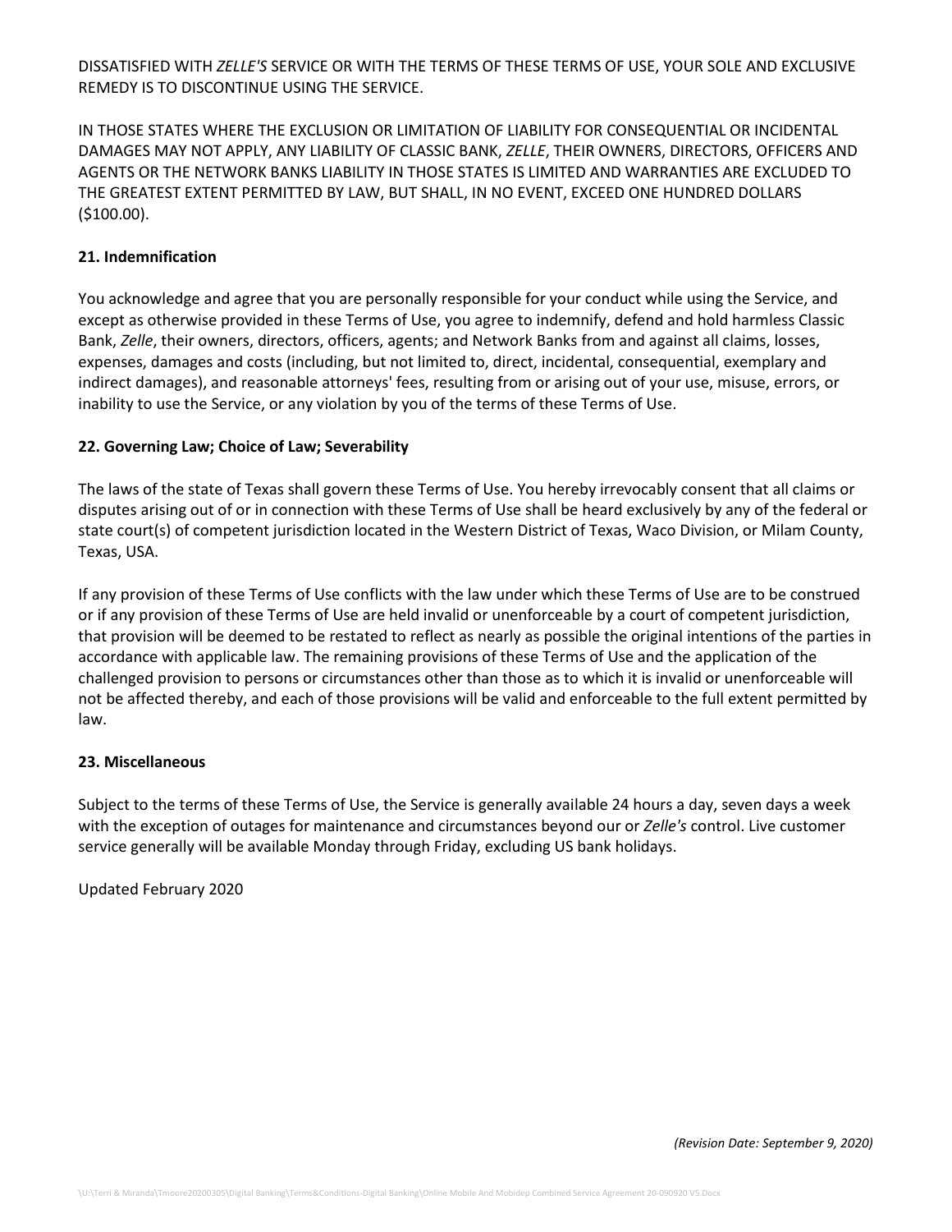DISSATISFIED WITH *ZELLE'S* SERVICE OR WITH THE TERMS OF THESE TERMS OF USE, YOUR SOLE AND EXCLUSIVE REMEDY IS TO DISCONTINUE USING THE SERVICE.

IN THOSE STATES WHERE THE EXCLUSION OR LIMITATION OF LIABILITY FOR CONSEQUENTIAL OR INCIDENTAL DAMAGES MAY NOT APPLY, ANY LIABILITY OF CLASSIC BANK, *ZELLE*, THEIR OWNERS, DIRECTORS, OFFICERS AND AGENTS OR THE NETWORK BANKS LIABILITY IN THOSE STATES IS LIMITED AND WARRANTIES ARE EXCLUDED TO THE GREATEST EXTENT PERMITTED BY LAW, BUT SHALL, IN NO EVENT, EXCEED ONE HUNDRED DOLLARS ($100.00).

**21. Indemnification**

You acknowledge and agree that you are personally responsible for your conduct while using the Service, and except as otherwise provided in these Terms of Use, you agree to indemnify, defend and hold harmless Classic Bank, *Zelle*, their owners, directors, officers, agents; and Network Banks from and against all claims, losses, expenses, damages and costs (including, but not limited to, direct, incidental, consequential, exemplary and indirect damages), and reasonable attorneys' fees, resulting from or arising out of your use, misuse, errors, or inability to use the Service, or any violation by you of the terms of these Terms of Use.

**22. Governing Law; Choice of Law; Severability**

The laws of the state of Texas shall govern these Terms of Use. You hereby irrevocably consent that all claims or disputes arising out of or in connection with these Terms of Use shall be heard exclusively by any of the federal or state court(s) of competent jurisdiction located in the Western District of Texas, Waco Division, or Milam County, Texas, USA.

If any provision of these Terms of Use conflicts with the law under which these Terms of Use are to be construed or if any provision of these Terms of Use are held invalid or unenforceable by a court of competent jurisdiction, that provision will be deemed to be restated to reflect as nearly as possible the original intentions of the parties in accordance with applicable law. The remaining provisions of these Terms of Use and the application of the challenged provision to persons or circumstances other than those as to which it is invalid or unenforceable will not be affected thereby, and each of those provisions will be valid and enforceable to the full extent permitted by law.

**23. Miscellaneous**

Subject to the terms of these Terms of Use, the Service is generally available 24 hours a day, seven days a week with the exception of outages for maintenance and circumstances beyond our or *Zelle's* control. Live customer service generally will be available Monday through Friday, excluding US bank holidays.

Updated February 2020

*(Revision Date: September 9, 2020)*

\U:\Terri & Miranda\Tmoore20200305\Digital Banking\Terms&Conditions-Digital Banking\Online Mobile And Mobidep Combined Service Agreement 20-090920 V5.Docx